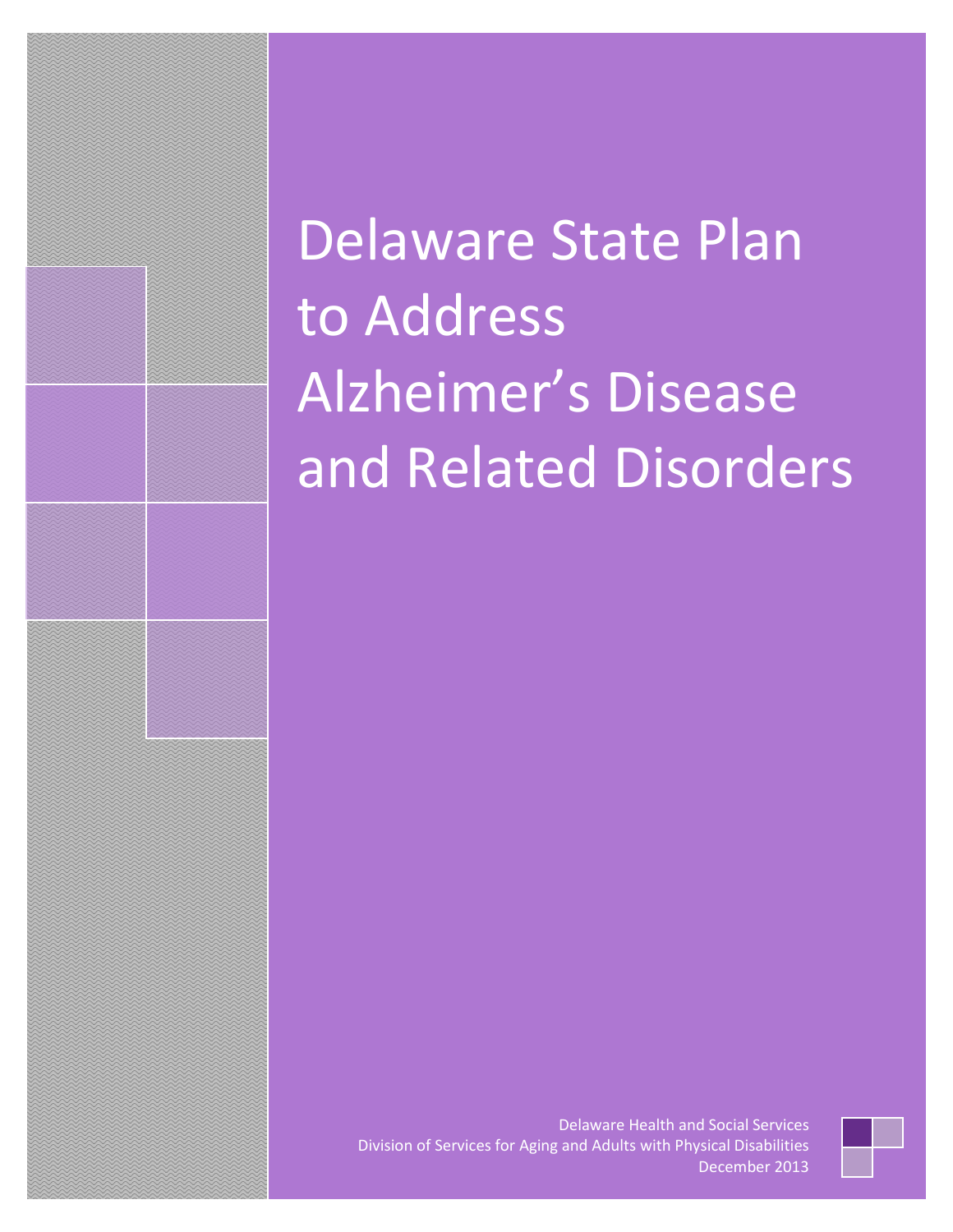# Delaware State Plan to Address Alzheimer's Disease and Related Disorders

Delaware Health and Social Services
Division of Services for Aging and Adults with Physical Disabilities
December 2013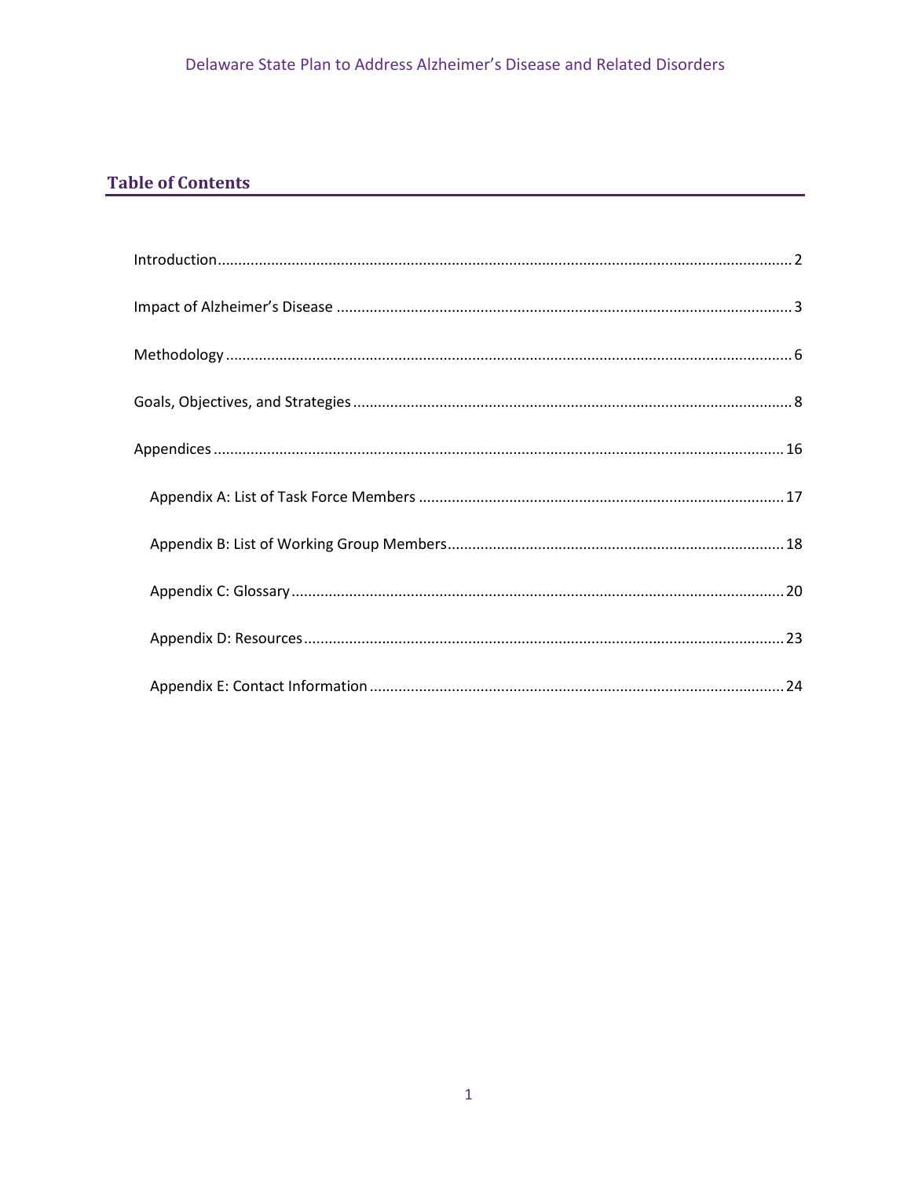## Table of Contents

Introduction .......... 2

Impact of Alzheimer's Disease .......... 3

Methodology .......... 6

Goals, Objectives, and Strategies .......... 8

Appendices .......... 16

- Appendix A: List of Task Force Members .......... 17
- Appendix B: List of Working Group Members .......... 18
- Appendix C: Glossary .......... 20
- Appendix D: Resources .......... 23
- Appendix E: Contact Information .......... 24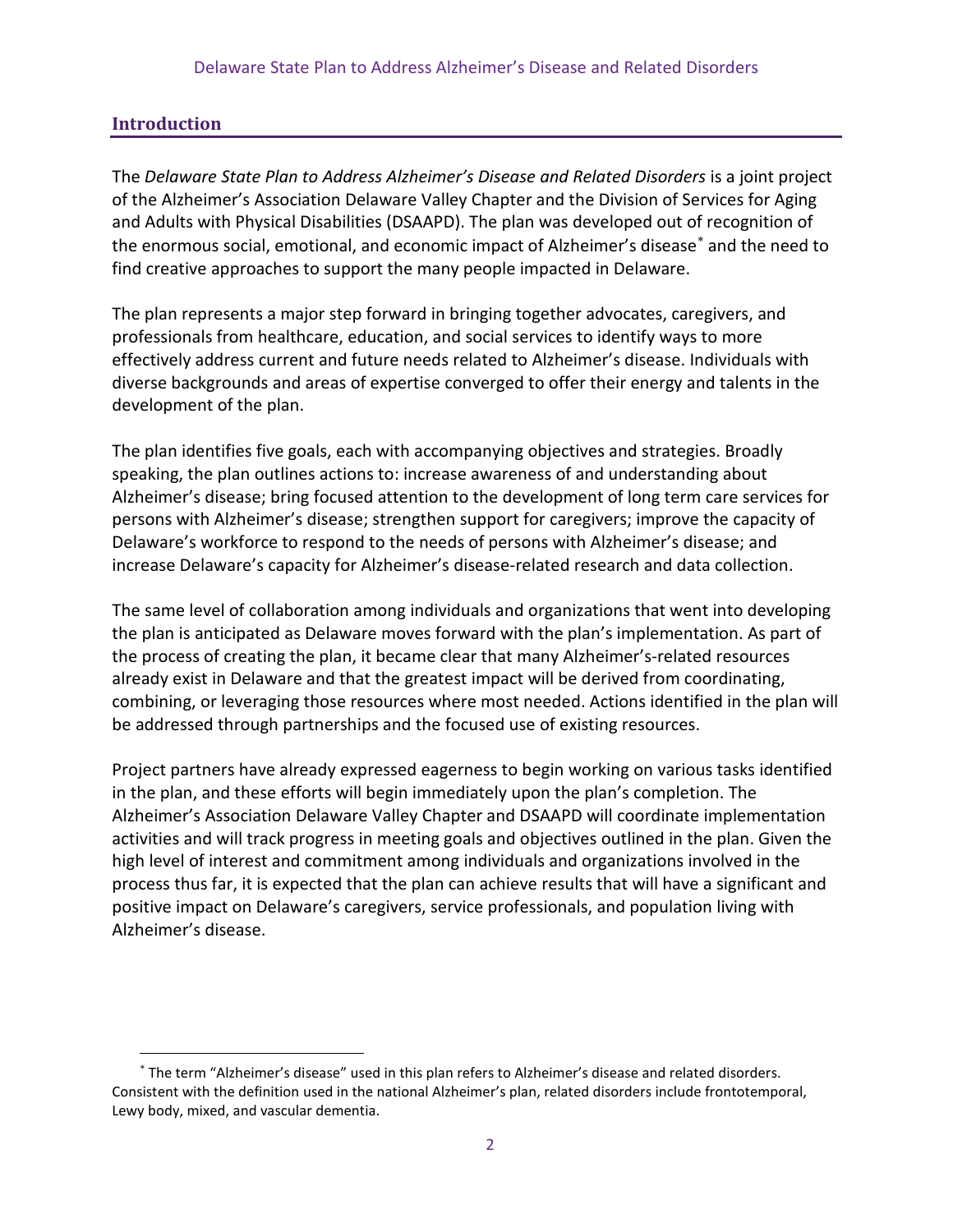## Introduction

The *Delaware State Plan to Address Alzheimer's Disease and Related Disorders* is a joint project of the Alzheimer's Association Delaware Valley Chapter and the Division of Services for Aging and Adults with Physical Disabilities (DSAAPD). The plan was developed out of recognition of the enormous social, emotional, and economic impact of Alzheimer's disease[*] and the need to find creative approaches to support the many people impacted in Delaware.

The plan represents a major step forward in bringing together advocates, caregivers, and professionals from healthcare, education, and social services to identify ways to more effectively address current and future needs related to Alzheimer's disease. Individuals with diverse backgrounds and areas of expertise converged to offer their energy and talents in the development of the plan.

The plan identifies five goals, each with accompanying objectives and strategies. Broadly speaking, the plan outlines actions to: increase awareness of and understanding about Alzheimer's disease; bring focused attention to the development of long term care services for persons with Alzheimer's disease; strengthen support for caregivers; improve the capacity of Delaware's workforce to respond to the needs of persons with Alzheimer's disease; and increase Delaware's capacity for Alzheimer's disease-related research and data collection.

The same level of collaboration among individuals and organizations that went into developing the plan is anticipated as Delaware moves forward with the plan's implementation. As part of the process of creating the plan, it became clear that many Alzheimer's-related resources already exist in Delaware and that the greatest impact will be derived from coordinating, combining, or leveraging those resources where most needed. Actions identified in the plan will be addressed through partnerships and the focused use of existing resources.

Project partners have already expressed eagerness to begin working on various tasks identified in the plan, and these efforts will begin immediately upon the plan's completion. The Alzheimer's Association Delaware Valley Chapter and DSAAPD will coordinate implementation activities and will track progress in meeting goals and objectives outlined in the plan. Given the high level of interest and commitment among individuals and organizations involved in the process thus far, it is expected that the plan can achieve results that will have a significant and positive impact on Delaware's caregivers, service professionals, and population living with Alzheimer's disease.

---

[*] The term "Alzheimer's disease" used in this plan refers to Alzheimer's disease and related disorders. Consistent with the definition used in the national Alzheimer's plan, related disorders include frontotemporal, Lewy body, mixed, and vascular dementia.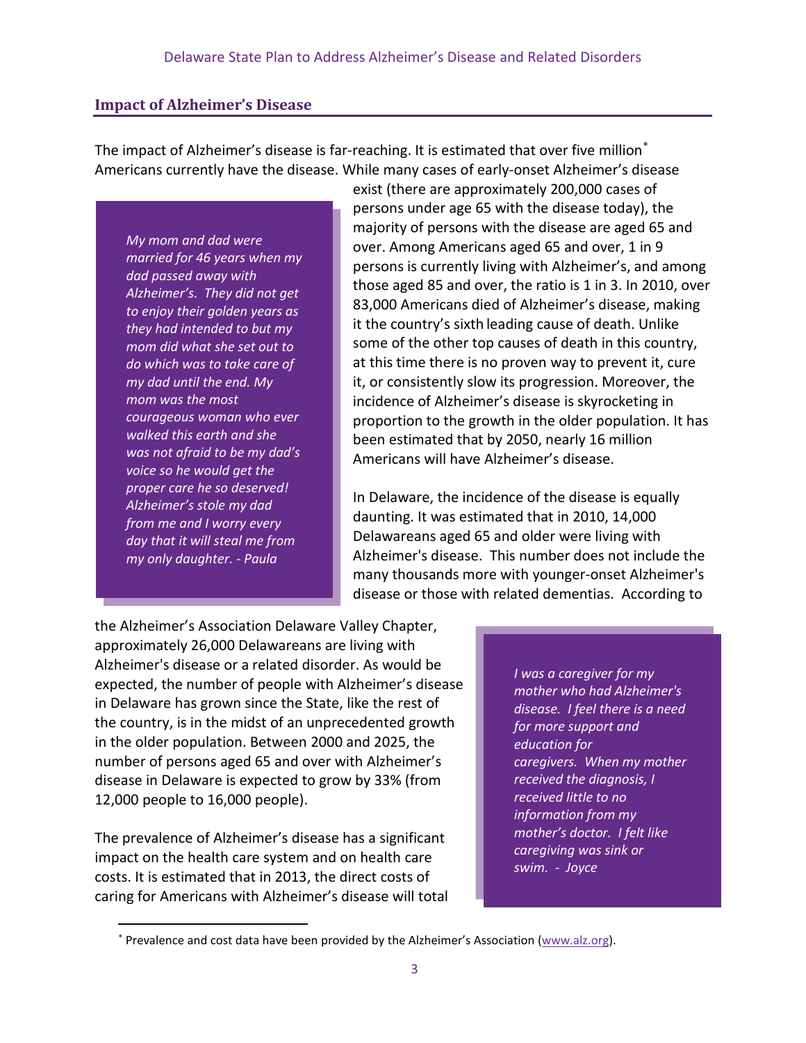## Impact of Alzheimer's Disease

The impact of Alzheimer's disease is far-reaching. It is estimated that over five million* Americans currently have the disease. While many cases of early-onset Alzheimer's disease exist (there are approximately 200,000 cases of persons under age 65 with the disease today), the majority of persons with the disease are aged 65 and over. Among Americans aged 65 and over, 1 in 9 persons is currently living with Alzheimer's, and among those aged 85 and over, the ratio is 1 in 3. In 2010, over 83,000 Americans died of Alzheimer's disease, making it the country's sixth leading cause of death. Unlike some of the other top causes of death in this country, at this time there is no proven way to prevent it, cure it, or consistently slow its progression. Moreover, the incidence of Alzheimer's disease is skyrocketing in proportion to the growth in the older population. It has been estimated that by 2050, nearly 16 million Americans will have Alzheimer's disease.

> *My mom and dad were married for 46 years when my dad passed away with Alzheimer's. They did not get to enjoy their golden years as they had intended to but my mom did what she set out to do which was to take care of my dad until the end. My mom was the most courageous woman who ever walked this earth and she was not afraid to be my dad's voice so he would get the proper care he so deserved! Alzheimer's stole my dad from me and I worry every day that it will steal me from my only daughter. - Paula*

In Delaware, the incidence of the disease is equally daunting. It was estimated that in 2010, 14,000 Delawareans aged 65 and older were living with Alzheimer's disease. This number does not include the many thousands more with younger-onset Alzheimer's disease or those with related dementias. According to the Alzheimer's Association Delaware Valley Chapter, approximately 26,000 Delawareans are living with Alzheimer's disease or a related disorder. As would be expected, the number of people with Alzheimer's disease in Delaware has grown since the State, like the rest of the country, is in the midst of an unprecedented growth in the older population. Between 2000 and 2025, the number of persons aged 65 and over with Alzheimer's disease in Delaware is expected to grow by 33% (from 12,000 people to 16,000 people).

> *I was a caregiver for my mother who had Alzheimer's disease. I feel there is a need for more support and education for caregivers. When my mother received the diagnosis, I received little to no information from my mother's doctor. I felt like caregiving was sink or swim. - Joyce*

The prevalence of Alzheimer's disease has a significant impact on the health care system and on health care costs. It is estimated that in 2013, the direct costs of caring for Americans with Alzheimer's disease will total

---

\* Prevalence and cost data have been provided by the Alzheimer's Association (www.alz.org).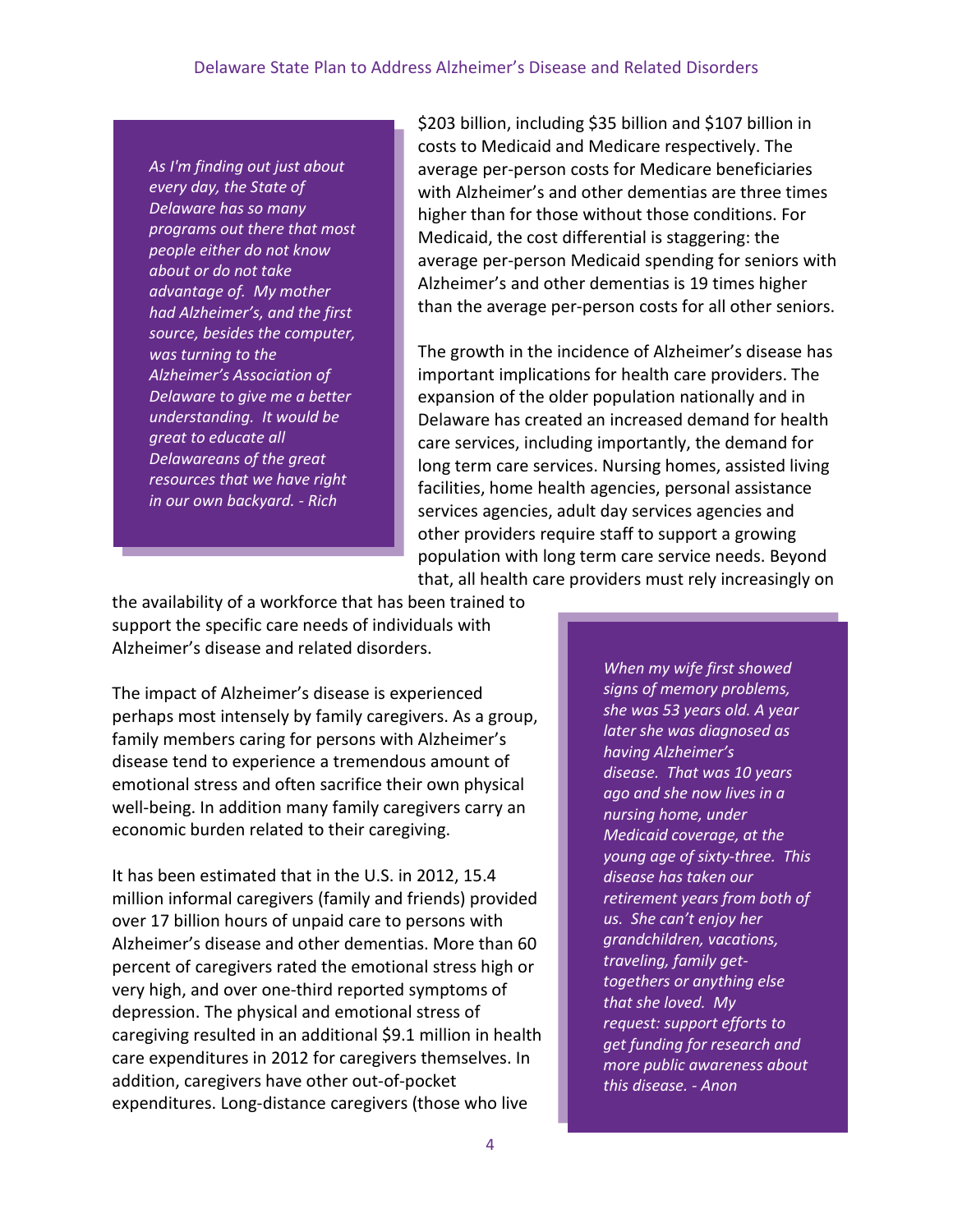> *As I'm finding out just about every day, the State of Delaware has so many programs out there that most people either do not know about or do not take advantage of. My mother had Alzheimer's, and the first source, besides the computer, was turning to the Alzheimer's Association of Delaware to give me a better understanding. It would be great to educate all Delawareans of the great resources that we have right in our own backyard. - Rich*

$203 billion, including $35 billion and $107 billion in costs to Medicaid and Medicare respectively. The average per-person costs for Medicare beneficiaries with Alzheimer's and other dementias are three times higher than for those without those conditions. For Medicaid, the cost differential is staggering: the average per-person Medicaid spending for seniors with Alzheimer's and other dementias is 19 times higher than the average per-person costs for all other seniors.

The growth in the incidence of Alzheimer's disease has important implications for health care providers. The expansion of the older population nationally and in Delaware has created an increased demand for health care services, including importantly, the demand for long term care services. Nursing homes, assisted living facilities, home health agencies, personal assistance services agencies, adult day services agencies and other providers require staff to support a growing population with long term care service needs. Beyond that, all health care providers must rely increasingly on the availability of a workforce that has been trained to support the specific care needs of individuals with Alzheimer's disease and related disorders.

The impact of Alzheimer's disease is experienced perhaps most intensely by family caregivers. As a group, family members caring for persons with Alzheimer's disease tend to experience a tremendous amount of emotional stress and often sacrifice their own physical well-being. In addition many family caregivers carry an economic burden related to their caregiving.

It has been estimated that in the U.S. in 2012, 15.4 million informal caregivers (family and friends) provided over 17 billion hours of unpaid care to persons with Alzheimer's disease and other dementias. More than 60 percent of caregivers rated the emotional stress high or very high, and over one-third reported symptoms of depression. The physical and emotional stress of caregiving resulted in an additional $9.1 million in health care expenditures in 2012 for caregivers themselves. In addition, caregivers have other out-of-pocket expenditures. Long-distance caregivers (those who live

> *When my wife first showed signs of memory problems, she was 53 years old. A year later she was diagnosed as having Alzheimer's disease. That was 10 years ago and she now lives in a nursing home, under Medicaid coverage, at the young age of sixty-three. This disease has taken our retirement years from both of us. She can't enjoy her grandchildren, vacations, traveling, family get-togethers or anything else that she loved. My request: support efforts to get funding for research and more public awareness about this disease. - Anon*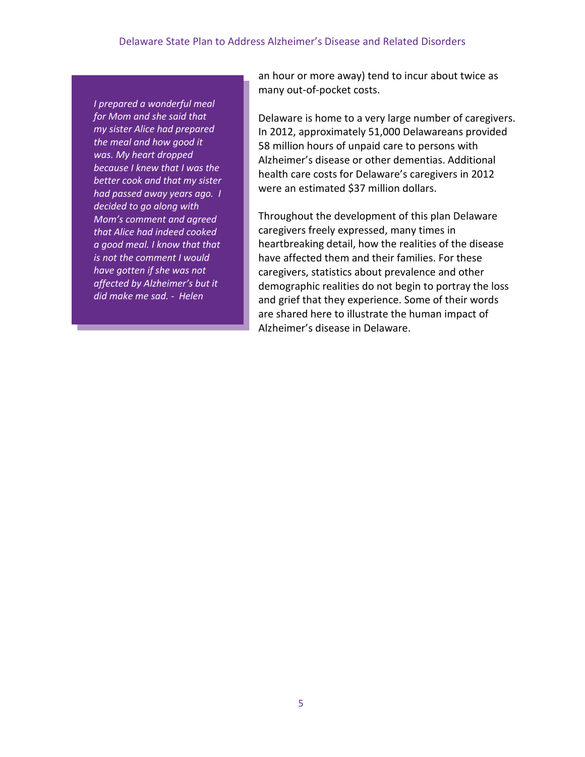*I prepared a wonderful meal for Mom and she said that my sister Alice had prepared the meal and how good it was. My heart dropped because I knew that I was the better cook and that my sister had passed away years ago. I decided to go along with Mom's comment and agreed that Alice had indeed cooked a good meal. I know that that is not the comment I would have gotten if she was not affected by Alzheimer's but it did make me sad. - Helen*

an hour or more away) tend to incur about twice as many out-of-pocket costs.

Delaware is home to a very large number of caregivers. In 2012, approximately 51,000 Delawareans provided 58 million hours of unpaid care to persons with Alzheimer's disease or other dementias. Additional health care costs for Delaware's caregivers in 2012 were an estimated $37 million dollars.

Throughout the development of this plan Delaware caregivers freely expressed, many times in heartbreaking detail, how the realities of the disease have affected them and their families. For these caregivers, statistics about prevalence and other demographic realities do not begin to portray the loss and grief that they experience. Some of their words are shared here to illustrate the human impact of Alzheimer's disease in Delaware.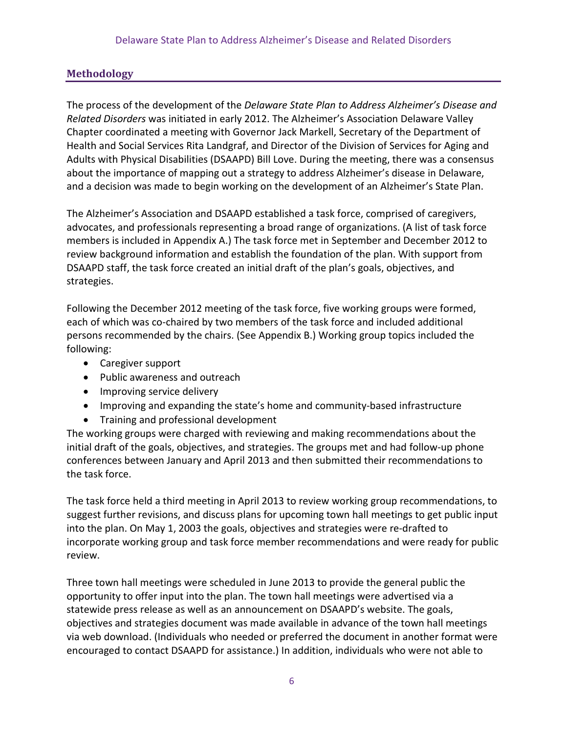## Methodology

The process of the development of the *Delaware State Plan to Address Alzheimer's Disease and Related Disorders* was initiated in early 2012. The Alzheimer's Association Delaware Valley Chapter coordinated a meeting with Governor Jack Markell, Secretary of the Department of Health and Social Services Rita Landgraf, and Director of the Division of Services for Aging and Adults with Physical Disabilities (DSAAPD) Bill Love. During the meeting, there was a consensus about the importance of mapping out a strategy to address Alzheimer's disease in Delaware, and a decision was made to begin working on the development of an Alzheimer's State Plan.

The Alzheimer's Association and DSAAPD established a task force, comprised of caregivers, advocates, and professionals representing a broad range of organizations. (A list of task force members is included in Appendix A.) The task force met in September and December 2012 to review background information and establish the foundation of the plan. With support from DSAAPD staff, the task force created an initial draft of the plan's goals, objectives, and strategies.

Following the December 2012 meeting of the task force, five working groups were formed, each of which was co-chaired by two members of the task force and included additional persons recommended by the chairs. (See Appendix B.) Working group topics included the following:

- Caregiver support
- Public awareness and outreach
- Improving service delivery
- Improving and expanding the state's home and community-based infrastructure
- Training and professional development

The working groups were charged with reviewing and making recommendations about the initial draft of the goals, objectives, and strategies. The groups met and had follow-up phone conferences between January and April 2013 and then submitted their recommendations to the task force.

The task force held a third meeting in April 2013 to review working group recommendations, to suggest further revisions, and discuss plans for upcoming town hall meetings to get public input into the plan. On May 1, 2003 the goals, objectives and strategies were re-drafted to incorporate working group and task force member recommendations and were ready for public review.

Three town hall meetings were scheduled in June 2013 to provide the general public the opportunity to offer input into the plan. The town hall meetings were advertised via a statewide press release as well as an announcement on DSAAPD's website. The goals, objectives and strategies document was made available in advance of the town hall meetings via web download. (Individuals who needed or preferred the document in another format were encouraged to contact DSAAPD for assistance.) In addition, individuals who were not able to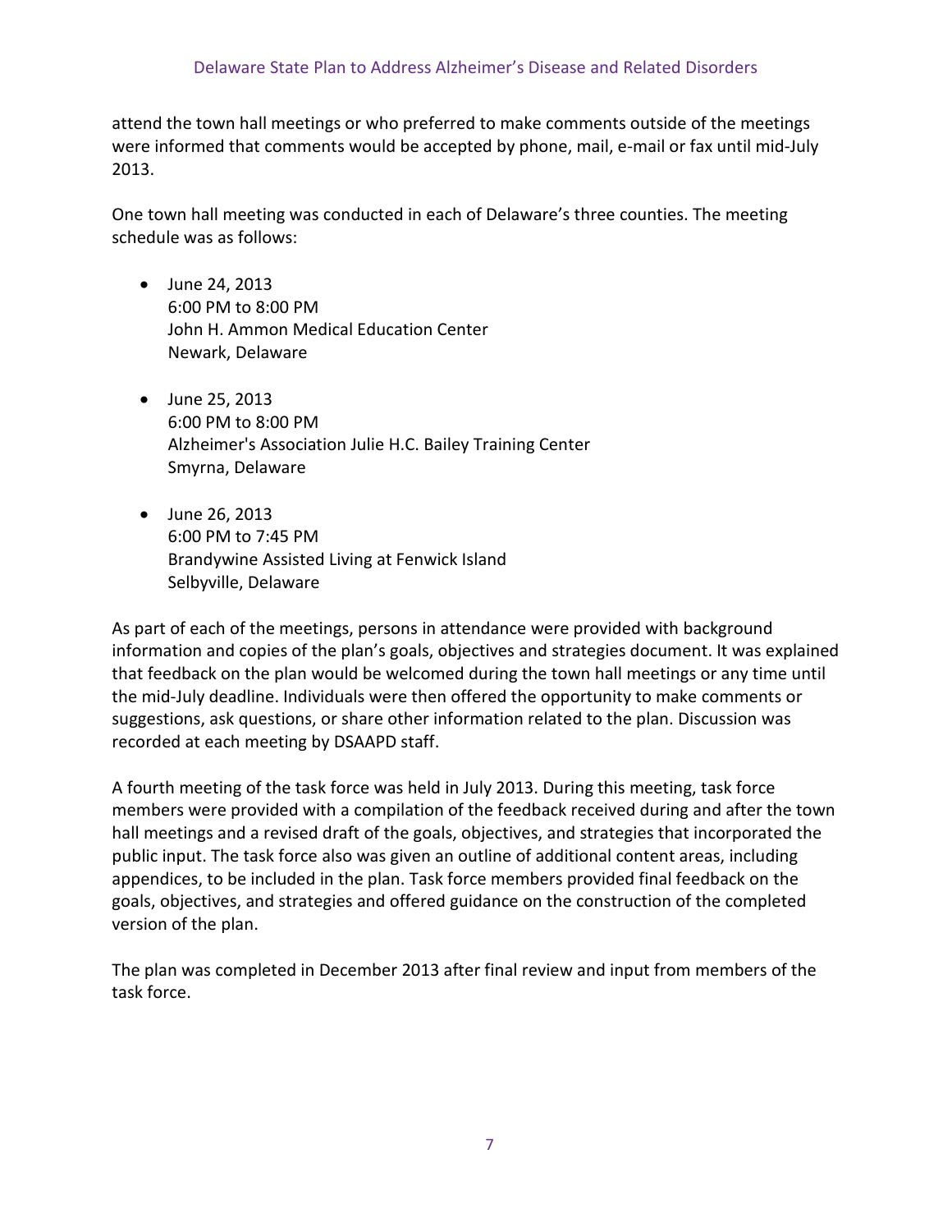attend the town hall meetings or who preferred to make comments outside of the meetings were informed that comments would be accepted by phone, mail, e-mail or fax until mid-July 2013.

One town hall meeting was conducted in each of Delaware's three counties. The meeting schedule was as follows:

- June 24, 2013
  6:00 PM to 8:00 PM
  John H. Ammon Medical Education Center
  Newark, Delaware

- June 25, 2013
  6:00 PM to 8:00 PM
  Alzheimer's Association Julie H.C. Bailey Training Center
  Smyrna, Delaware

- June 26, 2013
  6:00 PM to 7:45 PM
  Brandywine Assisted Living at Fenwick Island
  Selbyville, Delaware

As part of each of the meetings, persons in attendance were provided with background information and copies of the plan's goals, objectives and strategies document. It was explained that feedback on the plan would be welcomed during the town hall meetings or any time until the mid-July deadline. Individuals were then offered the opportunity to make comments or suggestions, ask questions, or share other information related to the plan. Discussion was recorded at each meeting by DSAAPD staff.

A fourth meeting of the task force was held in July 2013. During this meeting, task force members were provided with a compilation of the feedback received during and after the town hall meetings and a revised draft of the goals, objectives, and strategies that incorporated the public input. The task force also was given an outline of additional content areas, including appendices, to be included in the plan. Task force members provided final feedback on the goals, objectives, and strategies and offered guidance on the construction of the completed version of the plan.

The plan was completed in December 2013 after final review and input from members of the task force.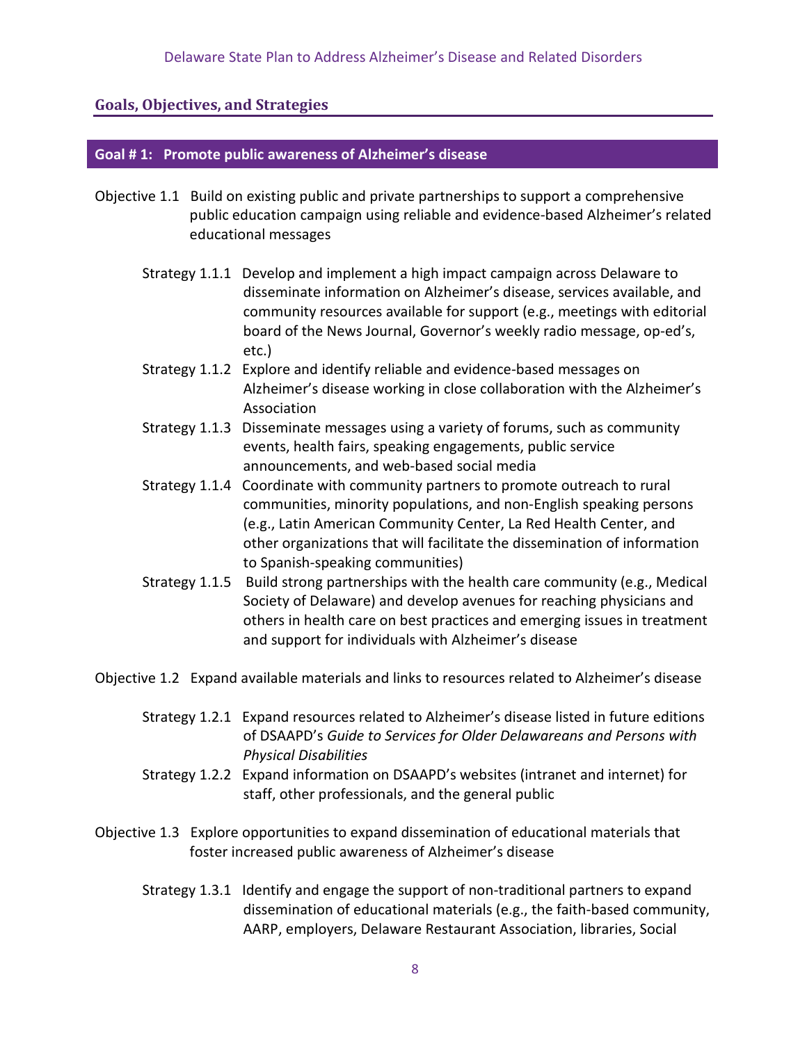## Goals, Objectives, and Strategies

### Goal # 1: Promote public awareness of Alzheimer's disease

Objective 1.1 Build on existing public and private partnerships to support a comprehensive public education campaign using reliable and evidence-based Alzheimer's related educational messages

- Strategy 1.1.1 Develop and implement a high impact campaign across Delaware to disseminate information on Alzheimer's disease, services available, and community resources available for support (e.g., meetings with editorial board of the News Journal, Governor's weekly radio message, op-ed's, etc.)
- Strategy 1.1.2 Explore and identify reliable and evidence-based messages on Alzheimer's disease working in close collaboration with the Alzheimer's Association
- Strategy 1.1.3 Disseminate messages using a variety of forums, such as community events, health fairs, speaking engagements, public service announcements, and web-based social media
- Strategy 1.1.4 Coordinate with community partners to promote outreach to rural communities, minority populations, and non-English speaking persons (e.g., Latin American Community Center, La Red Health Center, and other organizations that will facilitate the dissemination of information to Spanish-speaking communities)
- Strategy 1.1.5 Build strong partnerships with the health care community (e.g., Medical Society of Delaware) and develop avenues for reaching physicians and others in health care on best practices and emerging issues in treatment and support for individuals with Alzheimer's disease

Objective 1.2 Expand available materials and links to resources related to Alzheimer's disease

- Strategy 1.2.1 Expand resources related to Alzheimer's disease listed in future editions of DSAAPD's *Guide to Services for Older Delawareans and Persons with Physical Disabilities*
- Strategy 1.2.2 Expand information on DSAAPD's websites (intranet and internet) for staff, other professionals, and the general public

Objective 1.3 Explore opportunities to expand dissemination of educational materials that foster increased public awareness of Alzheimer's disease

- Strategy 1.3.1 Identify and engage the support of non-traditional partners to expand dissemination of educational materials (e.g., the faith-based community, AARP, employers, Delaware Restaurant Association, libraries, Social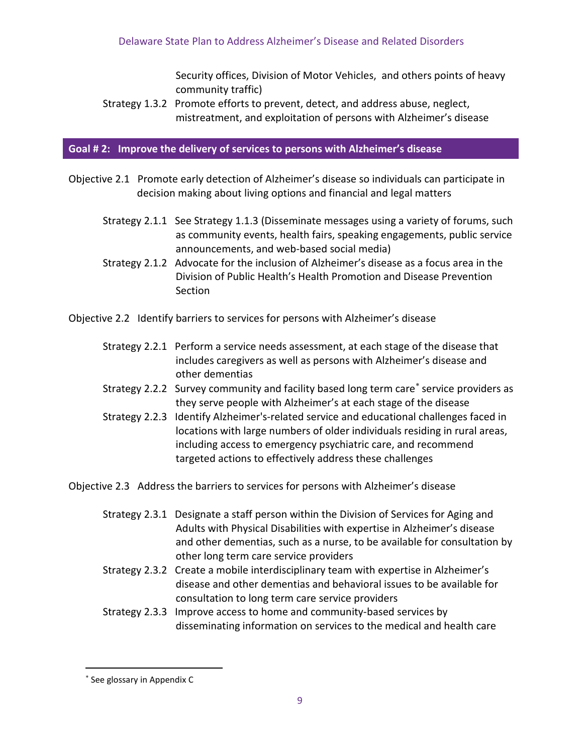Security offices, Division of Motor Vehicles, and others points of heavy community traffic)

Strategy 1.3.2 Promote efforts to prevent, detect, and address abuse, neglect, mistreatment, and exploitation of persons with Alzheimer's disease

## Goal # 2: Improve the delivery of services to persons with Alzheimer's disease

Objective 2.1 Promote early detection of Alzheimer's disease so individuals can participate in decision making about living options and financial and legal matters

- Strategy 2.1.1 See Strategy 1.1.3 (Disseminate messages using a variety of forums, such as community events, health fairs, speaking engagements, public service announcements, and web-based social media)
- Strategy 2.1.2 Advocate for the inclusion of Alzheimer's disease as a focus area in the Division of Public Health's Health Promotion and Disease Prevention Section

Objective 2.2 Identify barriers to services for persons with Alzheimer's disease

- Strategy 2.2.1 Perform a service needs assessment, at each stage of the disease that includes caregivers as well as persons with Alzheimer's disease and other dementias
- Strategy 2.2.2 Survey community and facility based long term care* service providers as they serve people with Alzheimer's at each stage of the disease
- Strategy 2.2.3 Identify Alzheimer's-related service and educational challenges faced in locations with large numbers of older individuals residing in rural areas, including access to emergency psychiatric care, and recommend targeted actions to effectively address these challenges

Objective 2.3 Address the barriers to services for persons with Alzheimer's disease

- Strategy 2.3.1 Designate a staff person within the Division of Services for Aging and Adults with Physical Disabilities with expertise in Alzheimer's disease and other dementias, such as a nurse, to be available for consultation by other long term care service providers
- Strategy 2.3.2 Create a mobile interdisciplinary team with expertise in Alzheimer's disease and other dementias and behavioral issues to be available for consultation to long term care service providers
- Strategy 2.3.3 Improve access to home and community-based services by disseminating information on services to the medical and health care

---

* See glossary in Appendix C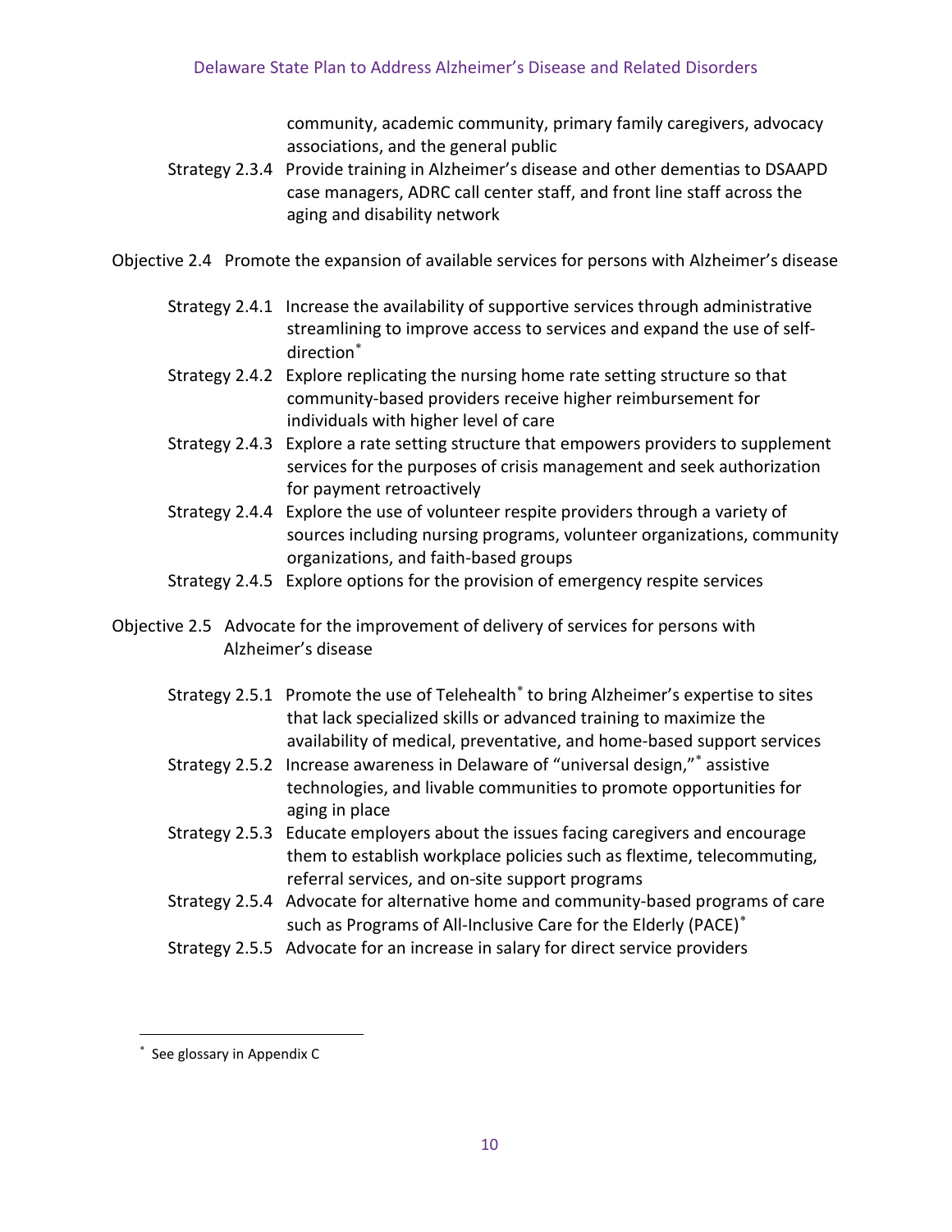community, academic community, primary family caregivers, advocacy associations, and the general public

Strategy 2.3.4 Provide training in Alzheimer's disease and other dementias to DSAAPD case managers, ADRC call center staff, and front line staff across the aging and disability network

Objective 2.4 Promote the expansion of available services for persons with Alzheimer's disease

Strategy 2.4.1 Increase the availability of supportive services through administrative streamlining to improve access to services and expand the use of self-direction*

Strategy 2.4.2 Explore replicating the nursing home rate setting structure so that community-based providers receive higher reimbursement for individuals with higher level of care

Strategy 2.4.3 Explore a rate setting structure that empowers providers to supplement services for the purposes of crisis management and seek authorization for payment retroactively

Strategy 2.4.4 Explore the use of volunteer respite providers through a variety of sources including nursing programs, volunteer organizations, community organizations, and faith-based groups

Strategy 2.4.5 Explore options for the provision of emergency respite services

Objective 2.5 Advocate for the improvement of delivery of services for persons with Alzheimer's disease

Strategy 2.5.1 Promote the use of Telehealth* to bring Alzheimer's expertise to sites that lack specialized skills or advanced training to maximize the availability of medical, preventative, and home-based support services

Strategy 2.5.2 Increase awareness in Delaware of "universal design,"* assistive technologies, and livable communities to promote opportunities for aging in place

Strategy 2.5.3 Educate employers about the issues facing caregivers and encourage them to establish workplace policies such as flextime, telecommuting, referral services, and on-site support programs

Strategy 2.5.4 Advocate for alternative home and community-based programs of care such as Programs of All-Inclusive Care for the Elderly (PACE)*

Strategy 2.5.5 Advocate for an increase in salary for direct service providers

---

* See glossary in Appendix C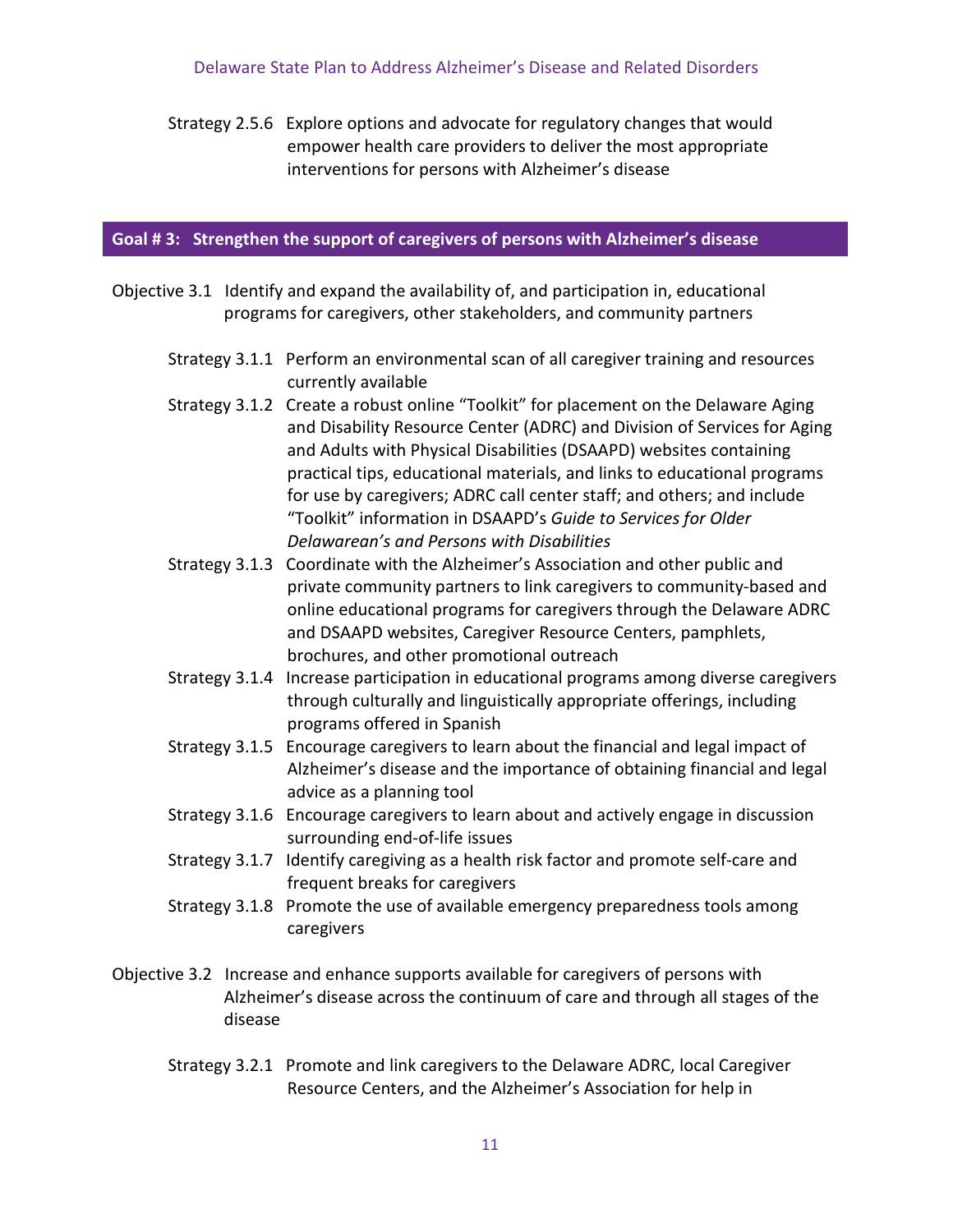Strategy 2.5.6 Explore options and advocate for regulatory changes that would empower health care providers to deliver the most appropriate interventions for persons with Alzheimer's disease

## Goal # 3: Strengthen the support of caregivers of persons with Alzheimer's disease

Objective 3.1 Identify and expand the availability of, and participation in, educational programs for caregivers, other stakeholders, and community partners

Strategy 3.1.1 Perform an environmental scan of all caregiver training and resources currently available

Strategy 3.1.2 Create a robust online "Toolkit" for placement on the Delaware Aging and Disability Resource Center (ADRC) and Division of Services for Aging and Adults with Physical Disabilities (DSAAPD) websites containing practical tips, educational materials, and links to educational programs for use by caregivers; ADRC call center staff; and others; and include "Toolkit" information in DSAAPD's *Guide to Services for Older Delawarean's and Persons with Disabilities*

Strategy 3.1.3 Coordinate with the Alzheimer's Association and other public and private community partners to link caregivers to community-based and online educational programs for caregivers through the Delaware ADRC and DSAAPD websites, Caregiver Resource Centers, pamphlets, brochures, and other promotional outreach

Strategy 3.1.4 Increase participation in educational programs among diverse caregivers through culturally and linguistically appropriate offerings, including programs offered in Spanish

Strategy 3.1.5 Encourage caregivers to learn about the financial and legal impact of Alzheimer's disease and the importance of obtaining financial and legal advice as a planning tool

Strategy 3.1.6 Encourage caregivers to learn about and actively engage in discussion surrounding end-of-life issues

Strategy 3.1.7 Identify caregiving as a health risk factor and promote self-care and frequent breaks for caregivers

Strategy 3.1.8 Promote the use of available emergency preparedness tools among caregivers

Objective 3.2 Increase and enhance supports available for caregivers of persons with Alzheimer's disease across the continuum of care and through all stages of the disease

Strategy 3.2.1 Promote and link caregivers to the Delaware ADRC, local Caregiver Resource Centers, and the Alzheimer's Association for help in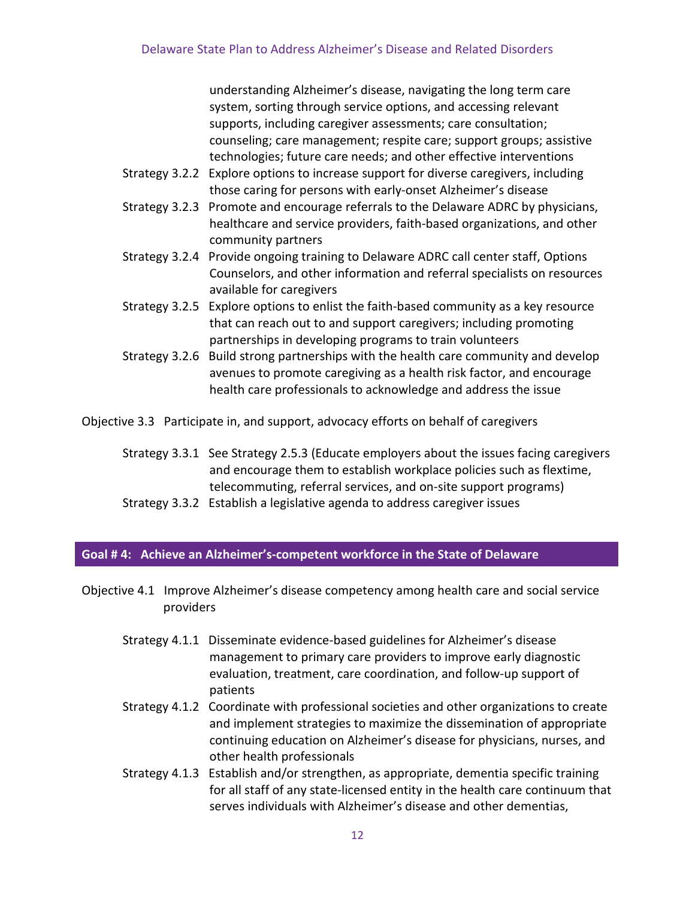understanding Alzheimer's disease, navigating the long term care system, sorting through service options, and accessing relevant supports, including caregiver assessments; care consultation; counseling; care management; respite care; support groups; assistive technologies; future care needs; and other effective interventions

Strategy 3.2.2 Explore options to increase support for diverse caregivers, including those caring for persons with early-onset Alzheimer's disease

Strategy 3.2.3 Promote and encourage referrals to the Delaware ADRC by physicians, healthcare and service providers, faith-based organizations, and other community partners

Strategy 3.2.4 Provide ongoing training to Delaware ADRC call center staff, Options Counselors, and other information and referral specialists on resources available for caregivers

Strategy 3.2.5 Explore options to enlist the faith-based community as a key resource that can reach out to and support caregivers; including promoting partnerships in developing programs to train volunteers

Strategy 3.2.6 Build strong partnerships with the health care community and develop avenues to promote caregiving as a health risk factor, and encourage health care professionals to acknowledge and address the issue

Objective 3.3 Participate in, and support, advocacy efforts on behalf of caregivers

Strategy 3.3.1 See Strategy 2.5.3 (Educate employers about the issues facing caregivers and encourage them to establish workplace policies such as flextime, telecommuting, referral services, and on-site support programs)

Strategy 3.3.2 Establish a legislative agenda to address caregiver issues

## Goal # 4: Achieve an Alzheimer's-competent workforce in the State of Delaware

Objective 4.1 Improve Alzheimer's disease competency among health care and social service providers

Strategy 4.1.1 Disseminate evidence-based guidelines for Alzheimer's disease management to primary care providers to improve early diagnostic evaluation, treatment, care coordination, and follow-up support of patients

Strategy 4.1.2 Coordinate with professional societies and other organizations to create and implement strategies to maximize the dissemination of appropriate continuing education on Alzheimer's disease for physicians, nurses, and other health professionals

Strategy 4.1.3 Establish and/or strengthen, as appropriate, dementia specific training for all staff of any state-licensed entity in the health care continuum that serves individuals with Alzheimer's disease and other dementias,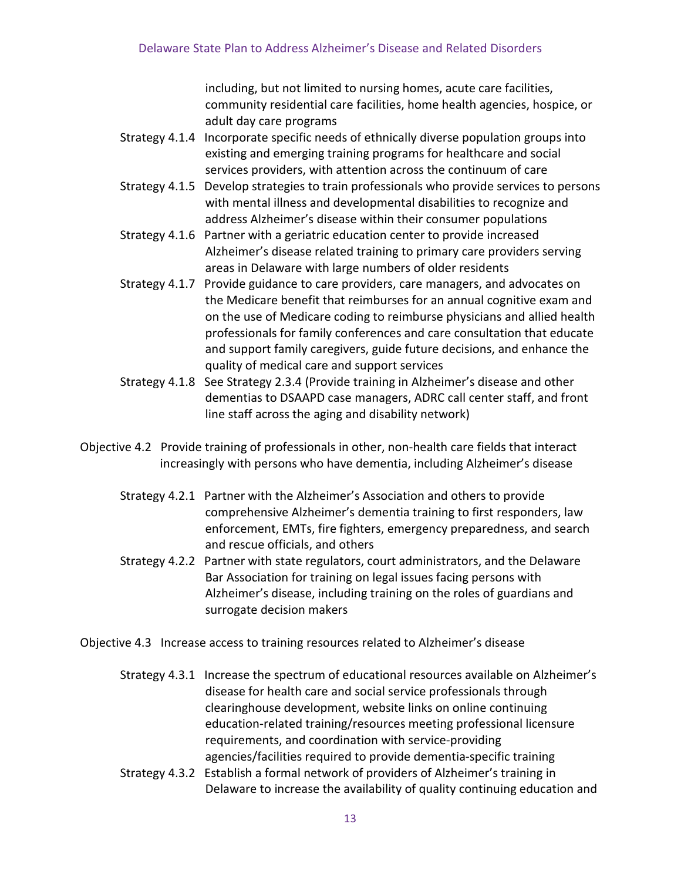including, but not limited to nursing homes, acute care facilities, community residential care facilities, home health agencies, hospice, or adult day care programs

Strategy 4.1.4 Incorporate specific needs of ethnically diverse population groups into existing and emerging training programs for healthcare and social services providers, with attention across the continuum of care

Strategy 4.1.5 Develop strategies to train professionals who provide services to persons with mental illness and developmental disabilities to recognize and address Alzheimer's disease within their consumer populations

Strategy 4.1.6 Partner with a geriatric education center to provide increased Alzheimer's disease related training to primary care providers serving areas in Delaware with large numbers of older residents

Strategy 4.1.7 Provide guidance to care providers, care managers, and advocates on the Medicare benefit that reimburses for an annual cognitive exam and on the use of Medicare coding to reimburse physicians and allied health professionals for family conferences and care consultation that educate and support family caregivers, guide future decisions, and enhance the quality of medical care and support services

Strategy 4.1.8 See Strategy 2.3.4 (Provide training in Alzheimer's disease and other dementias to DSAAPD case managers, ADRC call center staff, and front line staff across the aging and disability network)

Objective 4.2 Provide training of professionals in other, non-health care fields that interact increasingly with persons who have dementia, including Alzheimer's disease

Strategy 4.2.1 Partner with the Alzheimer's Association and others to provide comprehensive Alzheimer's dementia training to first responders, law enforcement, EMTs, fire fighters, emergency preparedness, and search and rescue officials, and others

Strategy 4.2.2 Partner with state regulators, court administrators, and the Delaware Bar Association for training on legal issues facing persons with Alzheimer's disease, including training on the roles of guardians and surrogate decision makers

Objective 4.3 Increase access to training resources related to Alzheimer's disease

Strategy 4.3.1 Increase the spectrum of educational resources available on Alzheimer's disease for health care and social service professionals through clearinghouse development, website links on online continuing education-related training/resources meeting professional licensure requirements, and coordination with service-providing agencies/facilities required to provide dementia-specific training

Strategy 4.3.2 Establish a formal network of providers of Alzheimer's training in Delaware to increase the availability of quality continuing education and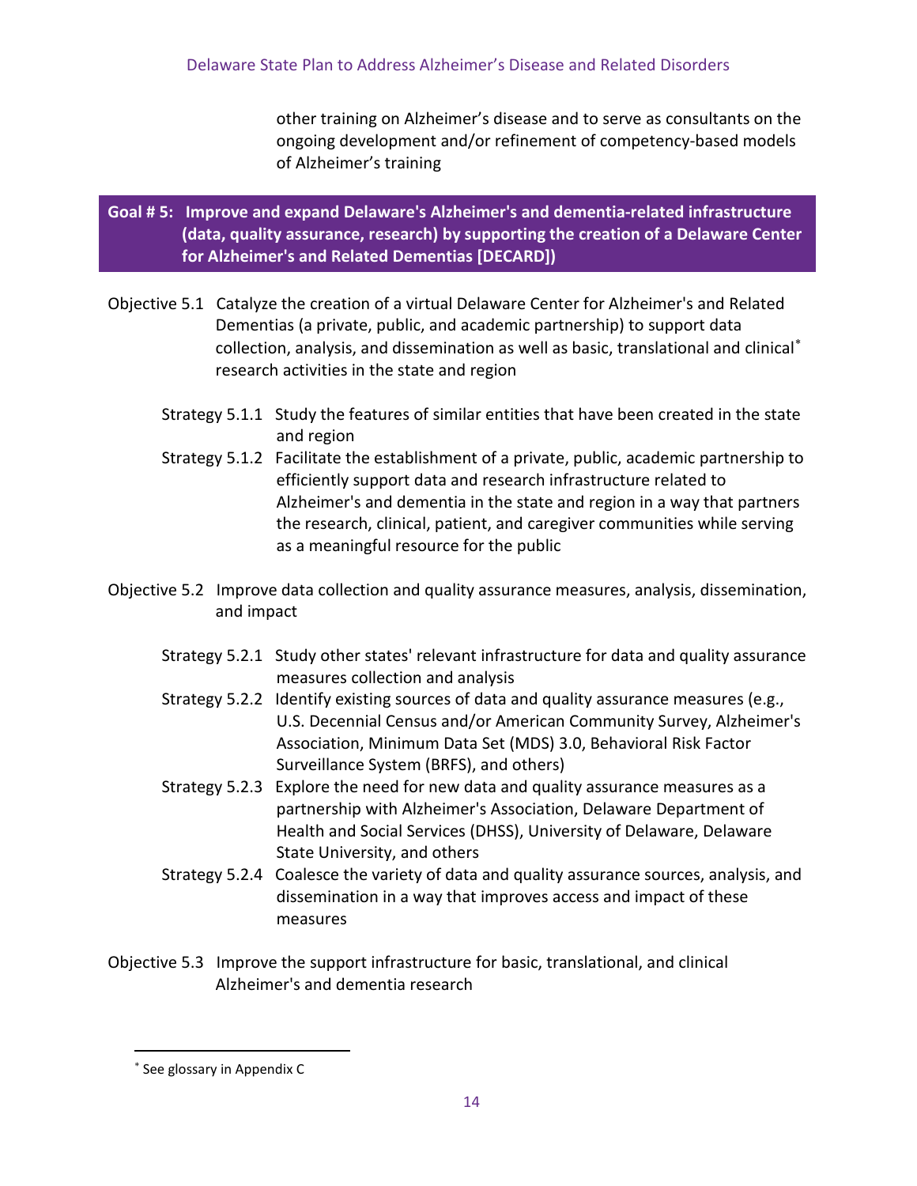other training on Alzheimer's disease and to serve as consultants on the ongoing development and/or refinement of competency-based models of Alzheimer's training

## Goal # 5: Improve and expand Delaware's Alzheimer's and dementia-related infrastructure (data, quality assurance, research) by supporting the creation of a Delaware Center for Alzheimer's and Related Dementias [DECARD])

Objective 5.1 Catalyze the creation of a virtual Delaware Center for Alzheimer's and Related Dementias (a private, public, and academic partnership) to support data collection, analysis, and dissemination as well as basic, translational and clinical* research activities in the state and region

- Strategy 5.1.1 Study the features of similar entities that have been created in the state and region
- Strategy 5.1.2 Facilitate the establishment of a private, public, academic partnership to efficiently support data and research infrastructure related to Alzheimer's and dementia in the state and region in a way that partners the research, clinical, patient, and caregiver communities while serving as a meaningful resource for the public

Objective 5.2 Improve data collection and quality assurance measures, analysis, dissemination, and impact

- Strategy 5.2.1 Study other states' relevant infrastructure for data and quality assurance measures collection and analysis
- Strategy 5.2.2 Identify existing sources of data and quality assurance measures (e.g., U.S. Decennial Census and/or American Community Survey, Alzheimer's Association, Minimum Data Set (MDS) 3.0, Behavioral Risk Factor Surveillance System (BRFS), and others)
- Strategy 5.2.3 Explore the need for new data and quality assurance measures as a partnership with Alzheimer's Association, Delaware Department of Health and Social Services (DHSS), University of Delaware, Delaware State University, and others
- Strategy 5.2.4 Coalesce the variety of data and quality assurance sources, analysis, and dissemination in a way that improves access and impact of these measures

Objective 5.3 Improve the support infrastructure for basic, translational, and clinical Alzheimer's and dementia research

---

* See glossary in Appendix C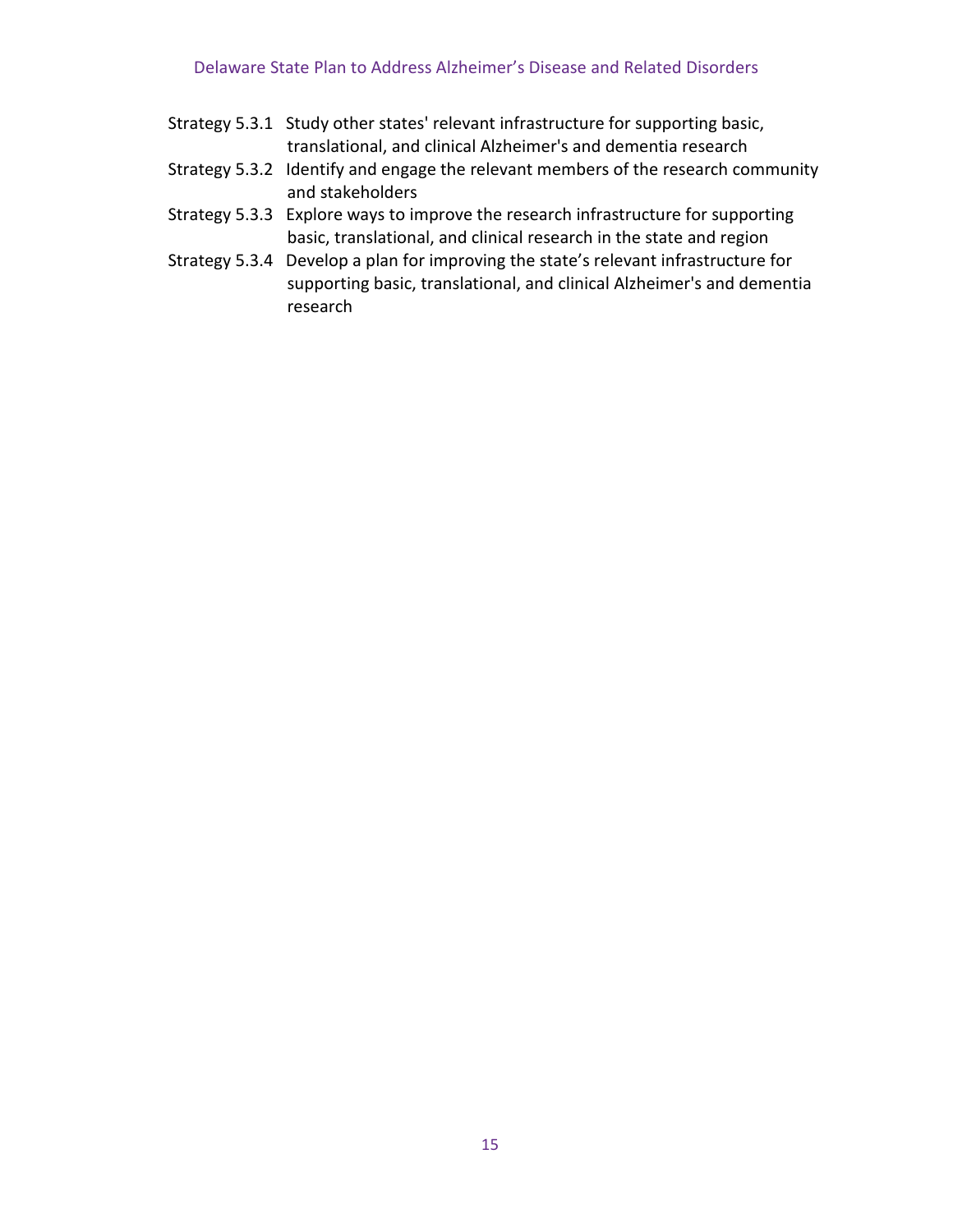Strategy 5.3.1 Study other states' relevant infrastructure for supporting basic, translational, and clinical Alzheimer's and dementia research

Strategy 5.3.2 Identify and engage the relevant members of the research community and stakeholders

Strategy 5.3.3 Explore ways to improve the research infrastructure for supporting basic, translational, and clinical research in the state and region

Strategy 5.3.4 Develop a plan for improving the state's relevant infrastructure for supporting basic, translational, and clinical Alzheimer's and dementia research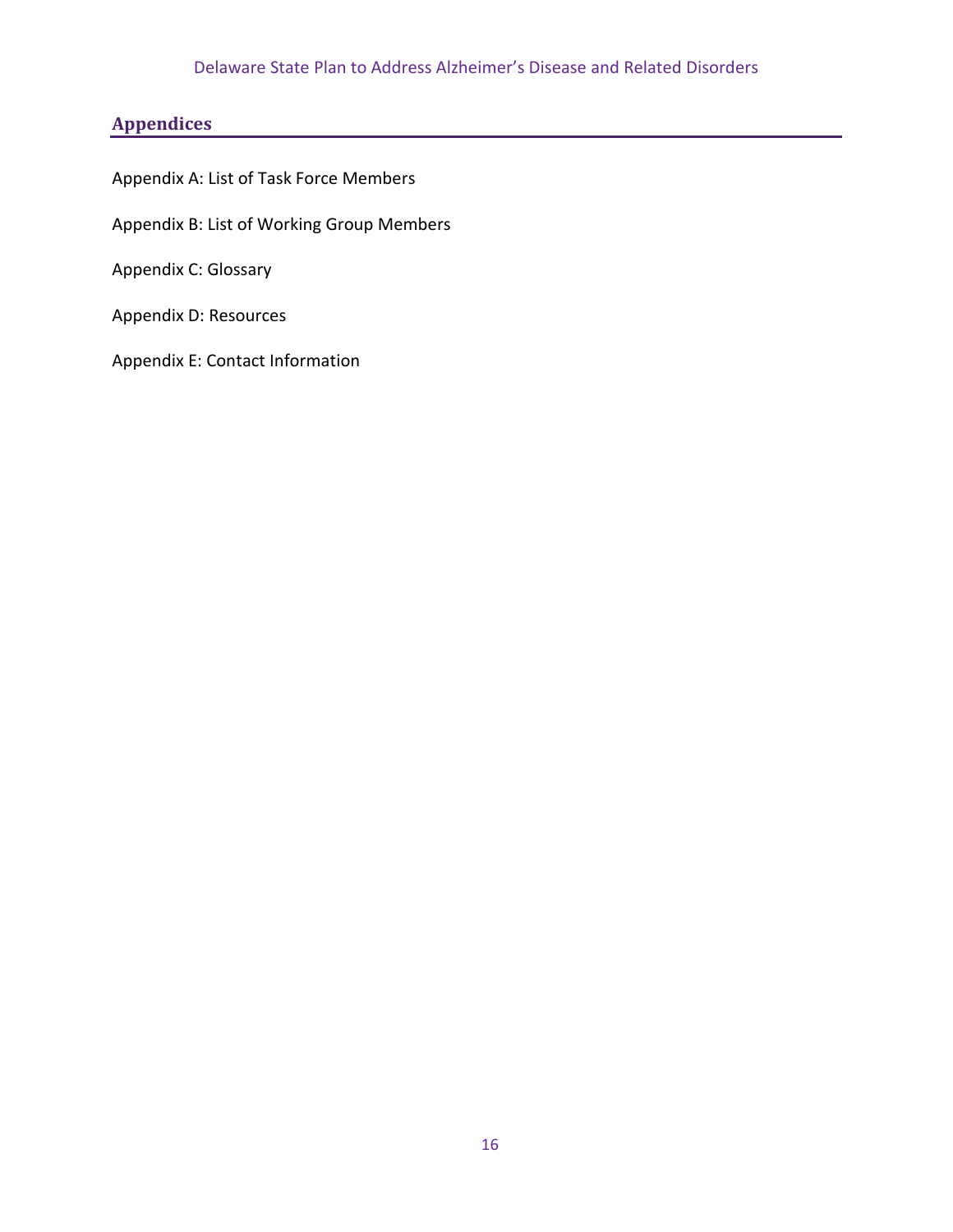## Appendices

Appendix A: List of Task Force Members

Appendix B: List of Working Group Members

Appendix C: Glossary

Appendix D: Resources

Appendix E: Contact Information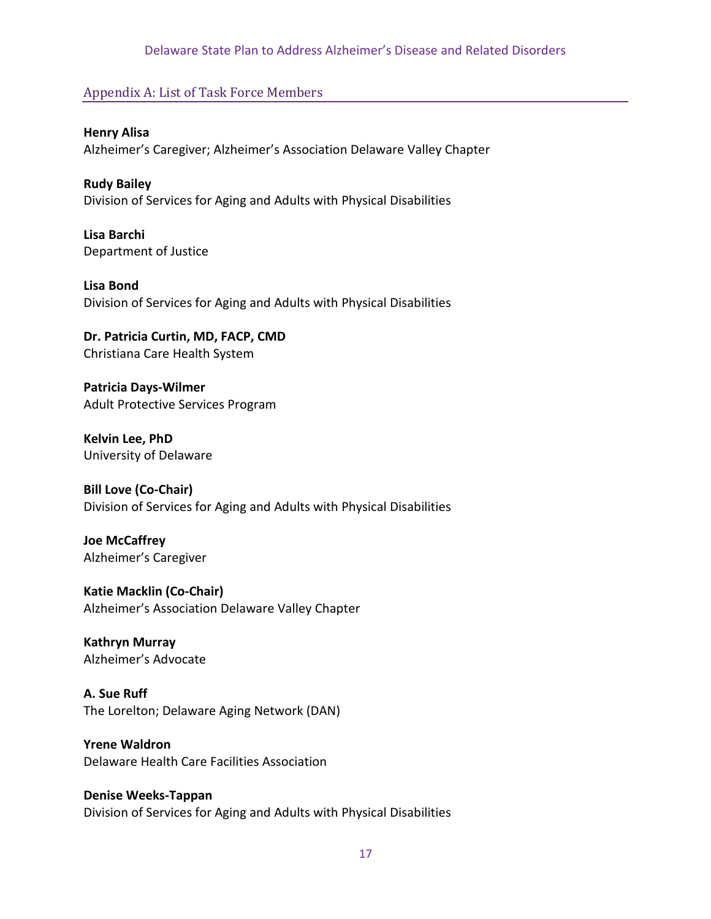## Appendix A: List of Task Force Members

**Henry Alisa**
Alzheimer's Caregiver; Alzheimer's Association Delaware Valley Chapter

**Rudy Bailey**
Division of Services for Aging and Adults with Physical Disabilities

**Lisa Barchi**
Department of Justice

**Lisa Bond**
Division of Services for Aging and Adults with Physical Disabilities

**Dr. Patricia Curtin, MD, FACP, CMD**
Christiana Care Health System

**Patricia Days-Wilmer**
Adult Protective Services Program

**Kelvin Lee, PhD**
University of Delaware

**Bill Love (Co-Chair)**
Division of Services for Aging and Adults with Physical Disabilities

**Joe McCaffrey**
Alzheimer's Caregiver

**Katie Macklin (Co-Chair)**
Alzheimer's Association Delaware Valley Chapter

**Kathryn Murray**
Alzheimer's Advocate

**A. Sue Ruff**
The Lorelton; Delaware Aging Network (DAN)

**Yrene Waldron**
Delaware Health Care Facilities Association

**Denise Weeks-Tappan**
Division of Services for Aging and Adults with Physical Disabilities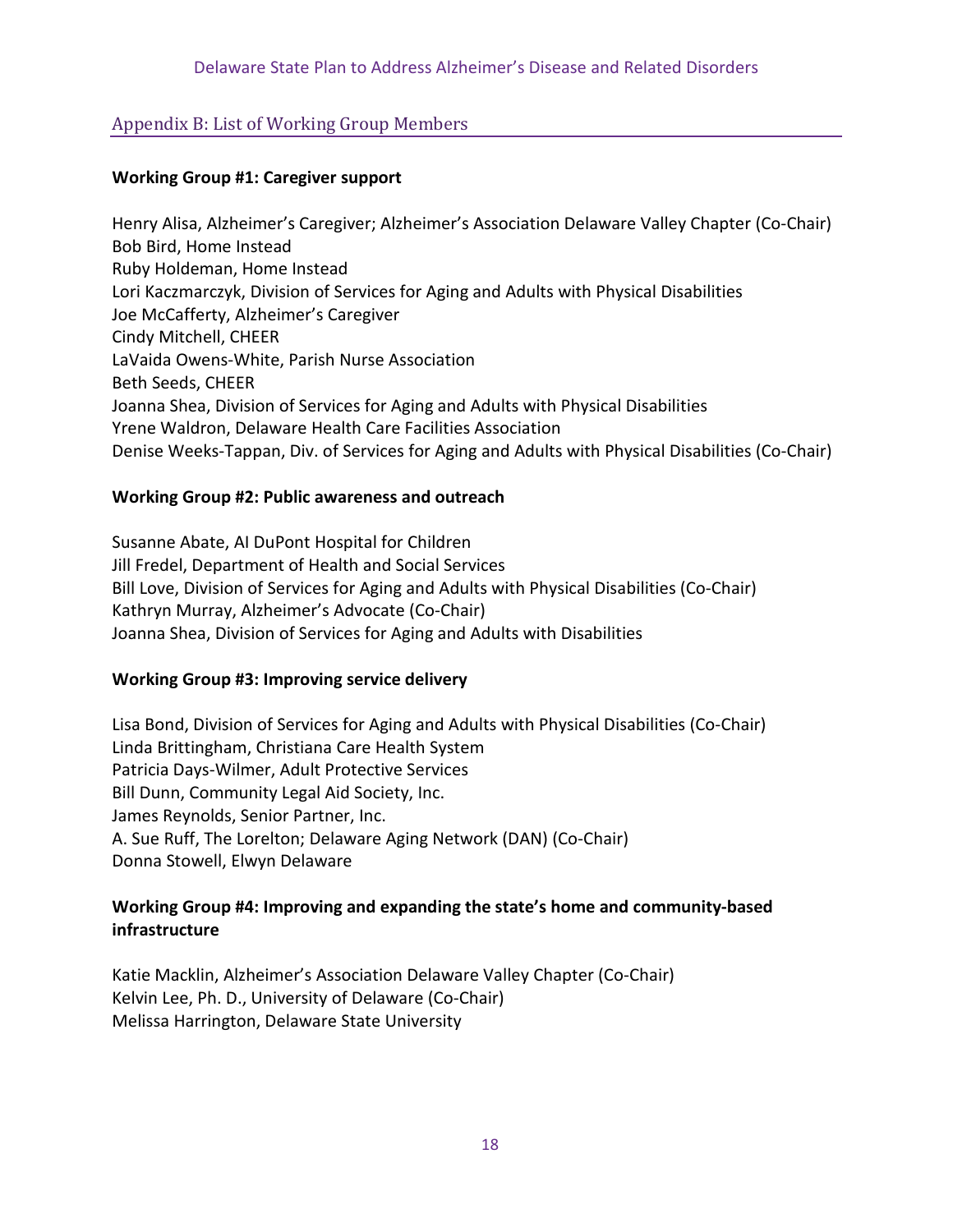## Appendix B: List of Working Group Members

**Working Group #1: Caregiver support**

Henry Alisa, Alzheimer's Caregiver; Alzheimer's Association Delaware Valley Chapter (Co-Chair)
Bob Bird, Home Instead
Ruby Holdeman, Home Instead
Lori Kaczmarczyk, Division of Services for Aging and Adults with Physical Disabilities
Joe McCafferty, Alzheimer's Caregiver
Cindy Mitchell, CHEER
LaVaida Owens-White, Parish Nurse Association
Beth Seeds, CHEER
Joanna Shea, Division of Services for Aging and Adults with Physical Disabilities
Yrene Waldron, Delaware Health Care Facilities Association
Denise Weeks-Tappan, Div. of Services for Aging and Adults with Physical Disabilities (Co-Chair)

**Working Group #2: Public awareness and outreach**

Susanne Abate, AI DuPont Hospital for Children
Jill Fredel, Department of Health and Social Services
Bill Love, Division of Services for Aging and Adults with Physical Disabilities (Co-Chair)
Kathryn Murray, Alzheimer's Advocate (Co-Chair)
Joanna Shea, Division of Services for Aging and Adults with Disabilities

**Working Group #3: Improving service delivery**

Lisa Bond, Division of Services for Aging and Adults with Physical Disabilities (Co-Chair)
Linda Brittingham, Christiana Care Health System
Patricia Days-Wilmer, Adult Protective Services
Bill Dunn, Community Legal Aid Society, Inc.
James Reynolds, Senior Partner, Inc.
A. Sue Ruff, The Lorelton; Delaware Aging Network (DAN) (Co-Chair)
Donna Stowell, Elwyn Delaware

**Working Group #4: Improving and expanding the state's home and community-based infrastructure**

Katie Macklin, Alzheimer's Association Delaware Valley Chapter (Co-Chair)
Kelvin Lee, Ph. D., University of Delaware (Co-Chair)
Melissa Harrington, Delaware State University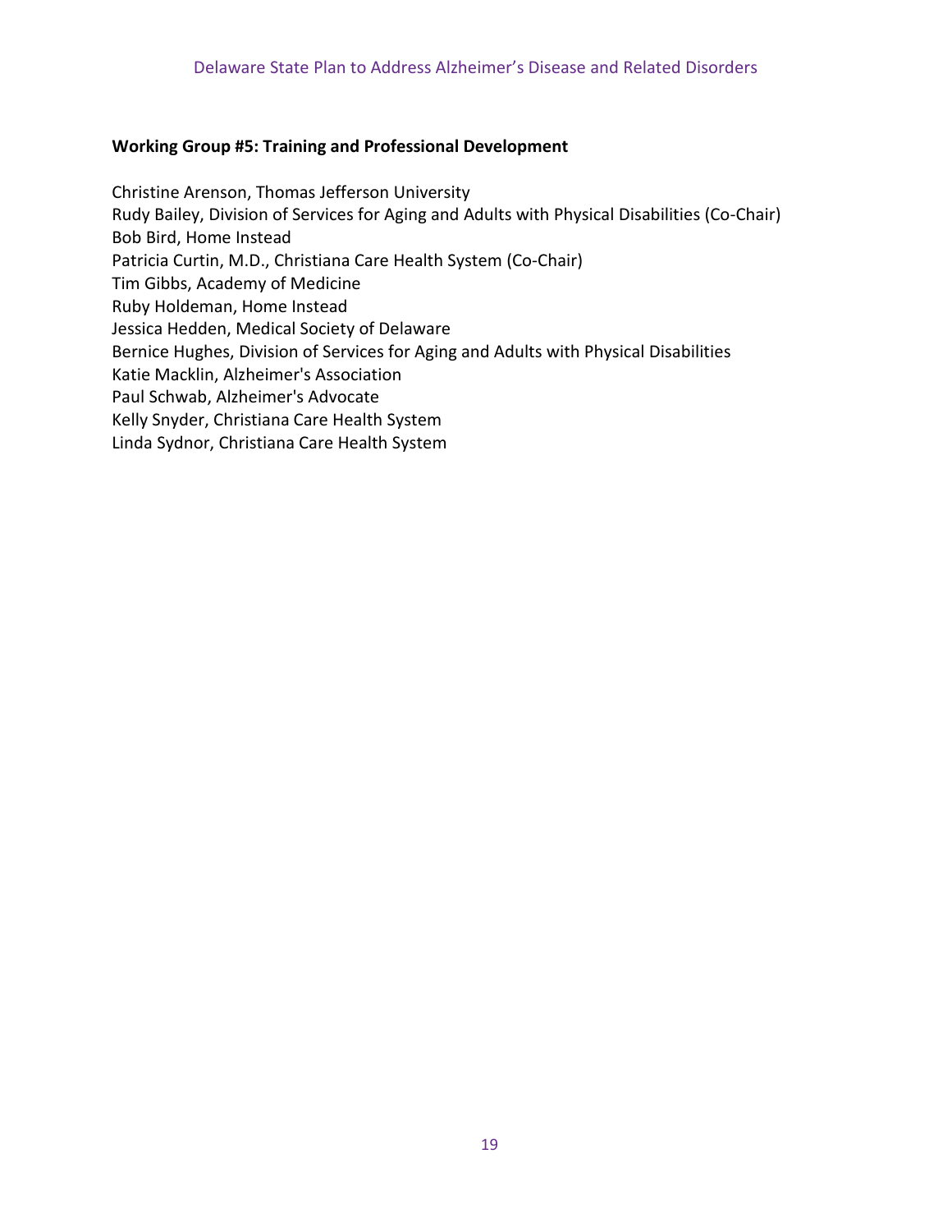**Working Group #5: Training and Professional Development**

Christine Arenson, Thomas Jefferson University  
Rudy Bailey, Division of Services for Aging and Adults with Physical Disabilities (Co-Chair)  
Bob Bird, Home Instead  
Patricia Curtin, M.D., Christiana Care Health System (Co-Chair)  
Tim Gibbs, Academy of Medicine  
Ruby Holdeman, Home Instead  
Jessica Hedden, Medical Society of Delaware  
Bernice Hughes, Division of Services for Aging and Adults with Physical Disabilities  
Katie Macklin, Alzheimer's Association  
Paul Schwab, Alzheimer's Advocate  
Kelly Snyder, Christiana Care Health System  
Linda Sydnor, Christiana Care Health System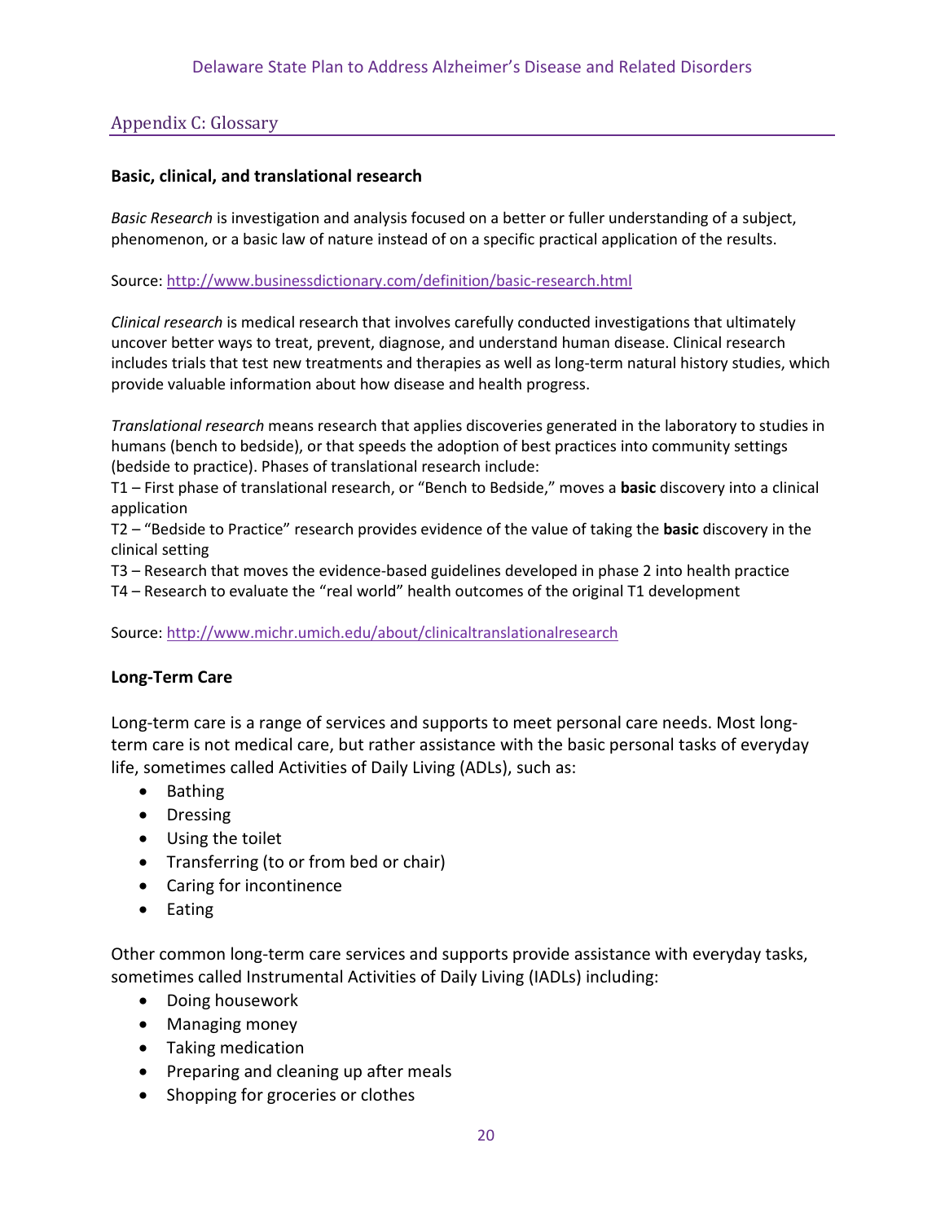## Appendix C: Glossary

### Basic, clinical, and translational research

*Basic Research* is investigation and analysis focused on a better or fuller understanding of a subject, phenomenon, or a basic law of nature instead of on a specific practical application of the results.

Source: http://www.businessdictionary.com/definition/basic-research.html

*Clinical research* is medical research that involves carefully conducted investigations that ultimately uncover better ways to treat, prevent, diagnose, and understand human disease. Clinical research includes trials that test new treatments and therapies as well as long-term natural history studies, which provide valuable information about how disease and health progress.

*Translational research* means research that applies discoveries generated in the laboratory to studies in humans (bench to bedside), or that speeds the adoption of best practices into community settings (bedside to practice). Phases of translational research include:

T1 – First phase of translational research, or "Bench to Bedside," moves a **basic** discovery into a clinical application

T2 – "Bedside to Practice" research provides evidence of the value of taking the **basic** discovery in the clinical setting

T3 – Research that moves the evidence-based guidelines developed in phase 2 into health practice

T4 – Research to evaluate the "real world" health outcomes of the original T1 development

Source: http://www.michr.umich.edu/about/clinicaltranslationalresearch

### Long-Term Care

Long-term care is a range of services and supports to meet personal care needs. Most long-term care is not medical care, but rather assistance with the basic personal tasks of everyday life, sometimes called Activities of Daily Living (ADLs), such as:

- Bathing
- Dressing
- Using the toilet
- Transferring (to or from bed or chair)
- Caring for incontinence
- Eating

Other common long-term care services and supports provide assistance with everyday tasks, sometimes called Instrumental Activities of Daily Living (IADLs) including:

- Doing housework
- Managing money
- Taking medication
- Preparing and cleaning up after meals
- Shopping for groceries or clothes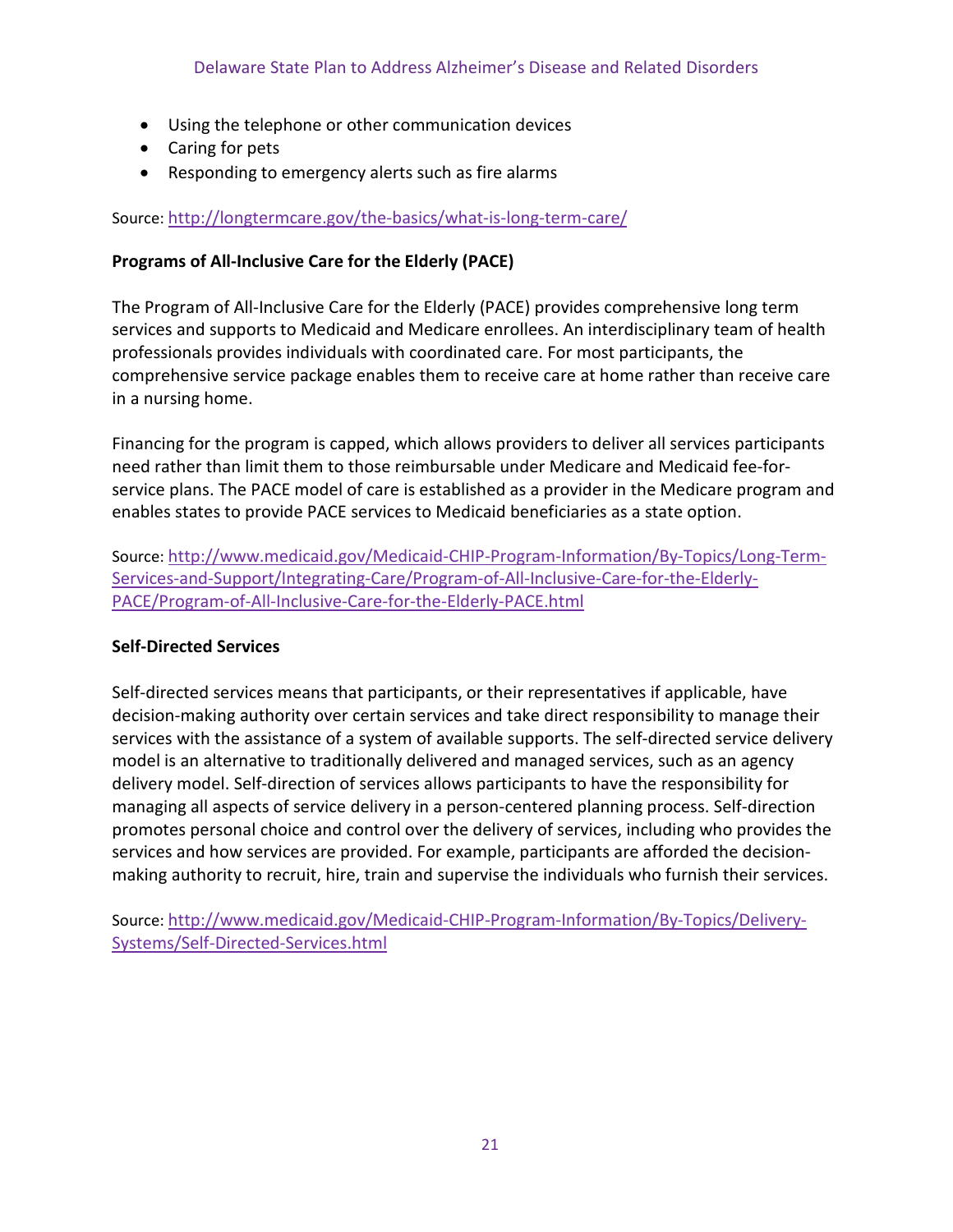- Using the telephone or other communication devices
- Caring for pets
- Responding to emergency alerts such as fire alarms

Source: http://longtermcare.gov/the-basics/what-is-long-term-care/

**Programs of All-Inclusive Care for the Elderly (PACE)**

The Program of All-Inclusive Care for the Elderly (PACE) provides comprehensive long term services and supports to Medicaid and Medicare enrollees. An interdisciplinary team of health professionals provides individuals with coordinated care. For most participants, the comprehensive service package enables them to receive care at home rather than receive care in a nursing home.

Financing for the program is capped, which allows providers to deliver all services participants need rather than limit them to those reimbursable under Medicare and Medicaid fee-for-service plans. The PACE model of care is established as a provider in the Medicare program and enables states to provide PACE services to Medicaid beneficiaries as a state option.

Source: http://www.medicaid.gov/Medicaid-CHIP-Program-Information/By-Topics/Long-Term-Services-and-Support/Integrating-Care/Program-of-All-Inclusive-Care-for-the-Elderly-PACE/Program-of-All-Inclusive-Care-for-the-Elderly-PACE.html

**Self-Directed Services**

Self-directed services means that participants, or their representatives if applicable, have decision-making authority over certain services and take direct responsibility to manage their services with the assistance of a system of available supports. The self-directed service delivery model is an alternative to traditionally delivered and managed services, such as an agency delivery model. Self-direction of services allows participants to have the responsibility for managing all aspects of service delivery in a person-centered planning process. Self-direction promotes personal choice and control over the delivery of services, including who provides the services and how services are provided. For example, participants are afforded the decision-making authority to recruit, hire, train and supervise the individuals who furnish their services.

Source: http://www.medicaid.gov/Medicaid-CHIP-Program-Information/By-Topics/Delivery-Systems/Self-Directed-Services.html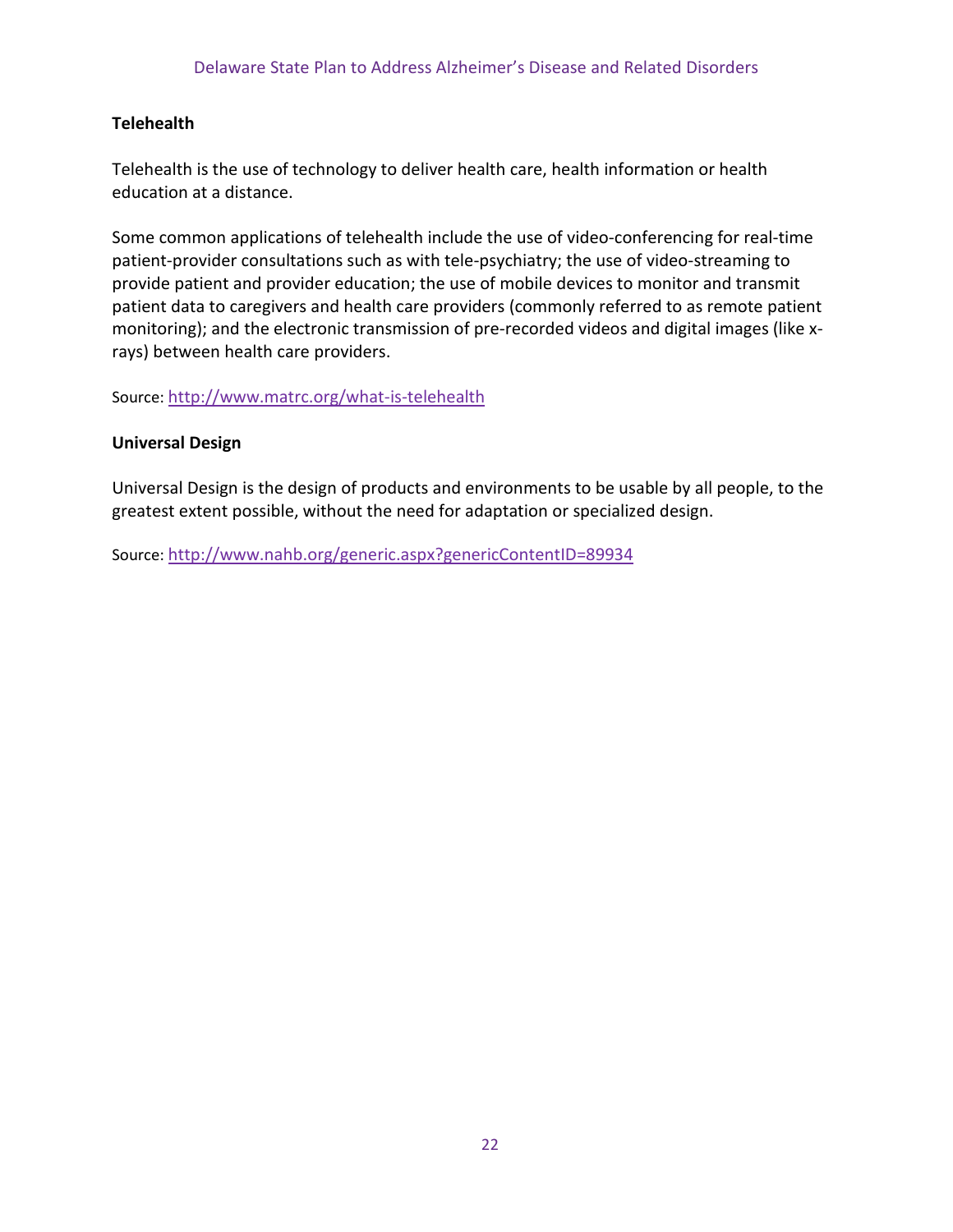### Telehealth

Telehealth is the use of technology to deliver health care, health information or health education at a distance.

Some common applications of telehealth include the use of video-conferencing for real-time patient-provider consultations such as with tele-psychiatry; the use of video-streaming to provide patient and provider education; the use of mobile devices to monitor and transmit patient data to caregivers and health care providers (commonly referred to as remote patient monitoring); and the electronic transmission of pre-recorded videos and digital images (like x-rays) between health care providers.

Source: http://www.matrc.org/what-is-telehealth

### Universal Design

Universal Design is the design of products and environments to be usable by all people, to the greatest extent possible, without the need for adaptation or specialized design.

Source: http://www.nahb.org/generic.aspx?genericContentID=89934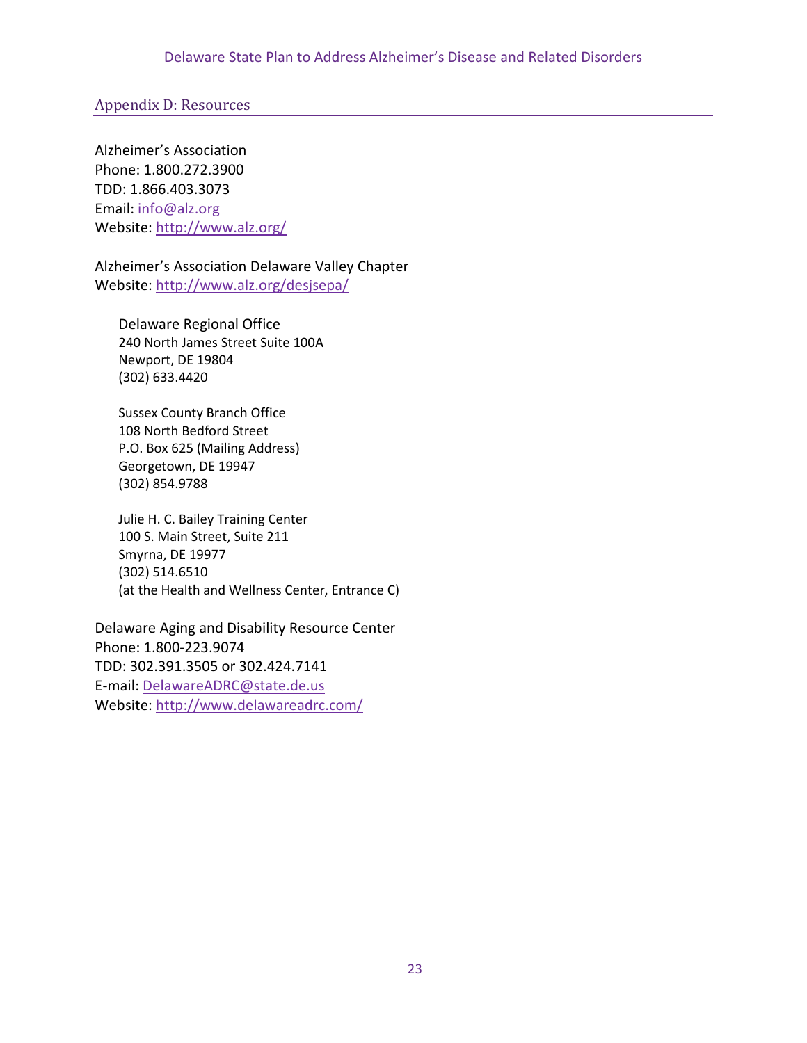## Appendix D: Resources

Alzheimer's Association
Phone: 1.800.272.3900
TDD: 1.866.403.3073
Email: info@alz.org
Website: http://www.alz.org/

Alzheimer's Association Delaware Valley Chapter
Website: http://www.alz.org/desjsepa/

Delaware Regional Office
240 North James Street Suite 100A
Newport, DE 19804
(302) 633.4420

Sussex County Branch Office
108 North Bedford Street
P.O. Box 625 (Mailing Address)
Georgetown, DE 19947
(302) 854.9788

Julie H. C. Bailey Training Center
100 S. Main Street, Suite 211
Smyrna, DE 19977
(302) 514.6510
(at the Health and Wellness Center, Entrance C)

Delaware Aging and Disability Resource Center
Phone: 1.800-223.9074
TDD: 302.391.3505 or 302.424.7141
E-mail: DelawareADRC@state.de.us
Website: http://www.delawareadrc.com/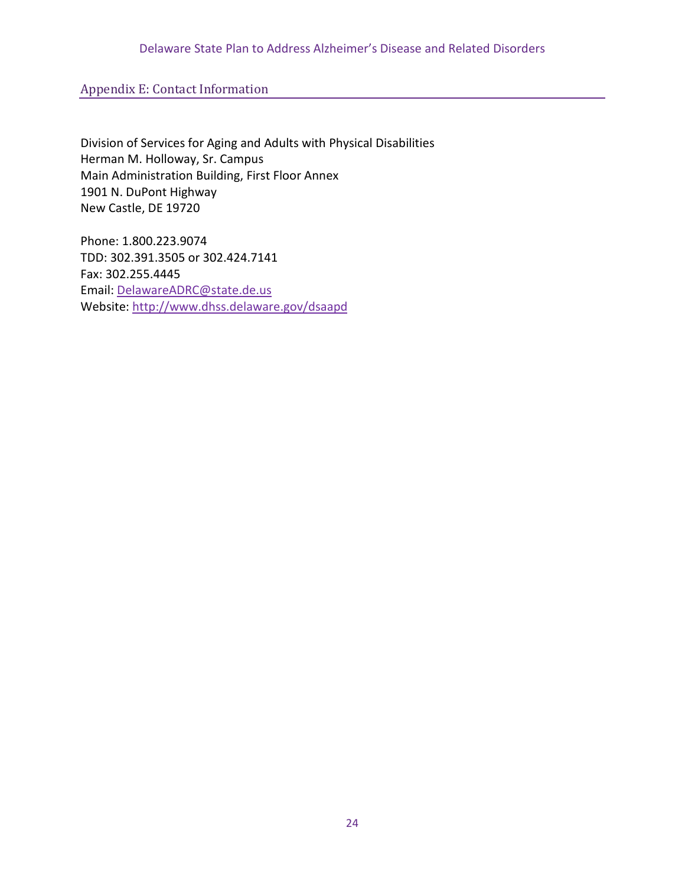## Appendix E: Contact Information

Division of Services for Aging and Adults with Physical Disabilities
Herman M. Holloway, Sr. Campus
Main Administration Building, First Floor Annex
1901 N. DuPont Highway
New Castle, DE 19720

Phone: 1.800.223.9074
TDD: 302.391.3505 or 302.424.7141
Fax: 302.255.4445
Email: DelawareADRC@state.de.us
Website: http://www.dhss.delaware.gov/dsaapd